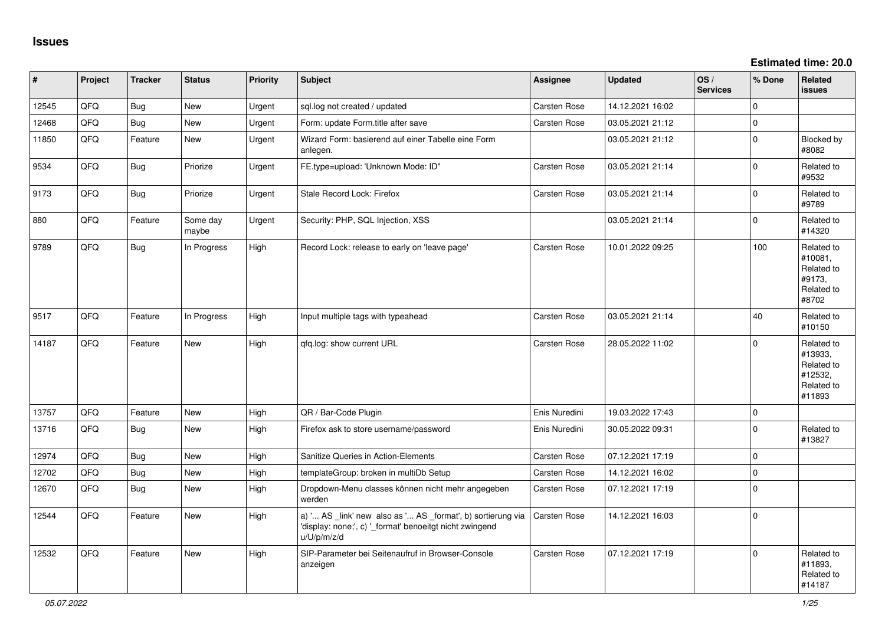# Issues

**Estimated time: 20.0**

| # | Project | Tracker | Status | Priority | Subject | Assignee | Updated | OS / Services | % Done | Related issues |
|---|---|---|---|---|---|---|---|---|---|---|
| 12545 | QFQ | Bug | New | Urgent | sql.log not created / updated | Carsten Rose | 14.12.2021 16:02 | | 0 | |
| 12468 | QFQ | Bug | New | Urgent | Form: update Form.title after save | Carsten Rose | 03.05.2021 21:12 | | 0 | |
| 11850 | QFQ | Feature | New | Urgent | Wizard Form: basierend auf einer Tabelle eine Form anlegen. | | 03.05.2021 21:12 | | 0 | Blocked by #8082 |
| 9534 | QFQ | Bug | Priorize | Urgent | FE.type=upload: 'Unknown Mode: ID" | Carsten Rose | 03.05.2021 21:14 | | 0 | Related to #9532 |
| 9173 | QFQ | Bug | Priorize | Urgent | Stale Record Lock: Firefox | Carsten Rose | 03.05.2021 21:14 | | 0 | Related to #9789 |
| 880 | QFQ | Feature | Some day maybe | Urgent | Security: PHP, SQL Injection, XSS | | 03.05.2021 21:14 | | 0 | Related to #14320 |
| 9789 | QFQ | Bug | In Progress | High | Record Lock: release to early on 'leave page' | Carsten Rose | 10.01.2022 09:25 | | 100 | Related to #10081, Related to #9173, Related to #8702 |
| 9517 | QFQ | Feature | In Progress | High | Input multiple tags with typeahead | Carsten Rose | 03.05.2021 21:14 | | 40 | Related to #10150 |
| 14187 | QFQ | Feature | New | High | qfq.log: show current URL | Carsten Rose | 28.05.2022 11:02 | | 0 | Related to #13933, Related to #12532, Related to #11893 |
| 13757 | QFQ | Feature | New | High | QR / Bar-Code Plugin | Enis Nuredini | 19.03.2022 17:43 | | 0 | |
| 13716 | QFQ | Bug | New | High | Firefox ask to store username/password | Enis Nuredini | 30.05.2022 09:31 | | 0 | Related to #13827 |
| 12974 | QFQ | Bug | New | High | Sanitize Queries in Action-Elements | Carsten Rose | 07.12.2021 17:19 | | 0 | |
| 12702 | QFQ | Bug | New | High | templateGroup: broken in multiDb Setup | Carsten Rose | 14.12.2021 16:02 | | 0 | |
| 12670 | QFQ | Bug | New | High | Dropdown-Menu classes können nicht mehr angegeben werden | Carsten Rose | 07.12.2021 17:19 | | 0 | |
| 12544 | QFQ | Feature | New | High | a) '... AS _link' new also as '... AS _format', b) sortierung via 'display: none;', c) '_format' benoeitgt nicht zwingend u/U/p/m/z/d | Carsten Rose | 14.12.2021 16:03 | | 0 | |
| 12532 | QFQ | Feature | New | High | SIP-Parameter bei Seitenaufruf in Browser-Console anzeigen | Carsten Rose | 07.12.2021 17:19 | | 0 | Related to #11893, Related to #14187 |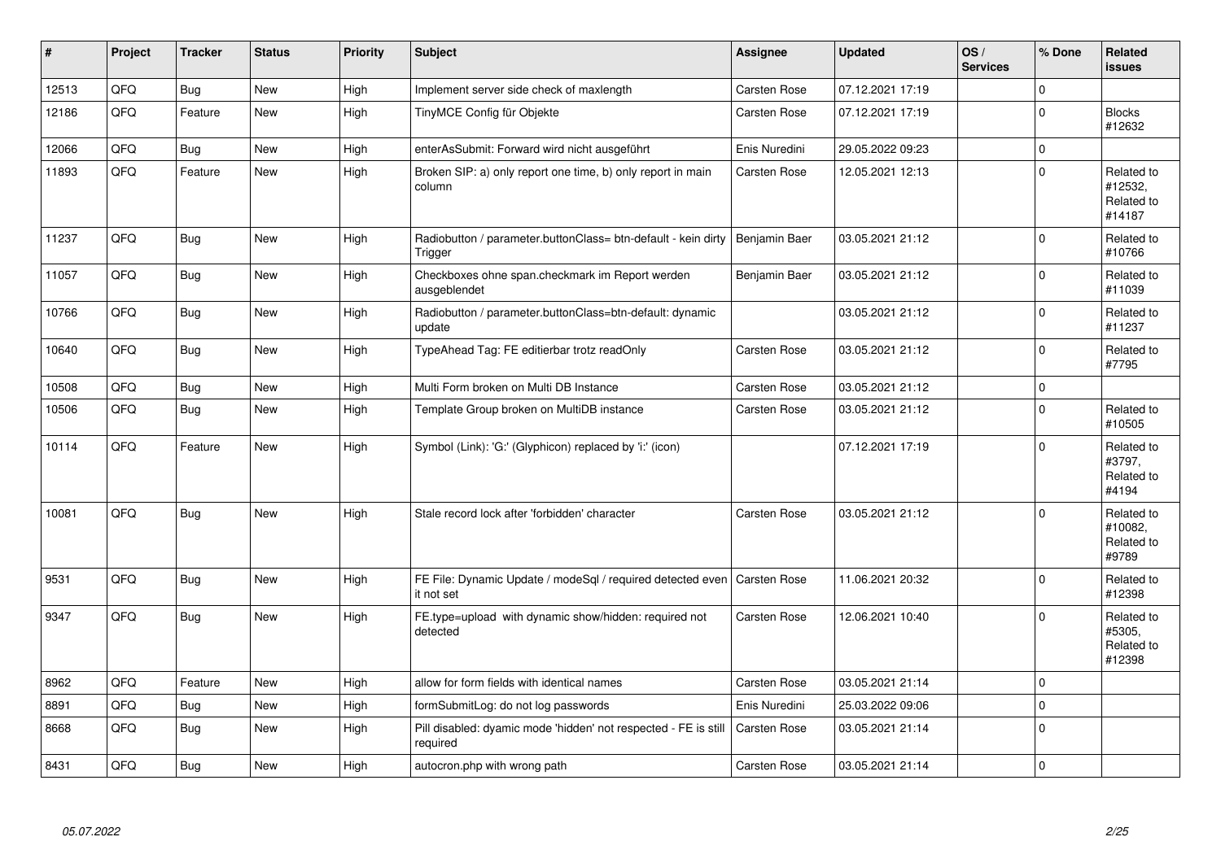| # | Project | Tracker | Status | Priority | Subject | Assignee | Updated | OS / Services | % Done | Related issues |
|---|---|---|---|---|---|---|---|---|---|---|
| 12513 | QFQ | Bug | New | High | Implement server side check of maxlength | Carsten Rose | 07.12.2021 17:19 | | 0 | |
| 12186 | QFQ | Feature | New | High | TinyMCE Config für Objekte | Carsten Rose | 07.12.2021 17:19 | | 0 | Blocks #12632 |
| 12066 | QFQ | Bug | New | High | enterAsSubmit: Forward wird nicht ausgeführt | Enis Nuredini | 29.05.2022 09:23 | | 0 | |
| 11893 | QFQ | Feature | New | High | Broken SIP: a) only report one time, b) only report in main column | Carsten Rose | 12.05.2021 12:13 | | 0 | Related to #12532, Related to #14187 |
| 11237 | QFQ | Bug | New | High | Radiobutton / parameter.buttonClass= btn-default - kein dirty Trigger | Benjamin Baer | 03.05.2021 21:12 | | 0 | Related to #10766 |
| 11057 | QFQ | Bug | New | High | Checkboxes ohne span.checkmark im Report werden ausgeblendet | Benjamin Baer | 03.05.2021 21:12 | | 0 | Related to #11039 |
| 10766 | QFQ | Bug | New | High | Radiobutton / parameter.buttonClass=btn-default: dynamic update | | 03.05.2021 21:12 | | 0 | Related to #11237 |
| 10640 | QFQ | Bug | New | High | TypeAhead Tag: FE editierbar trotz readOnly | Carsten Rose | 03.05.2021 21:12 | | 0 | Related to #7795 |
| 10508 | QFQ | Bug | New | High | Multi Form broken on Multi DB Instance | Carsten Rose | 03.05.2021 21:12 | | 0 | |
| 10506 | QFQ | Bug | New | High | Template Group broken on MultiDB instance | Carsten Rose | 03.05.2021 21:12 | | 0 | Related to #10505 |
| 10114 | QFQ | Feature | New | High | Symbol (Link): 'G:' (Glyphicon) replaced by 'i:' (icon) | | 07.12.2021 17:19 | | 0 | Related to #3797, Related to #4194 |
| 10081 | QFQ | Bug | New | High | Stale record lock after 'forbidden' character | Carsten Rose | 03.05.2021 21:12 | | 0 | Related to #10082, Related to #9789 |
| 9531 | QFQ | Bug | New | High | FE File: Dynamic Update / modeSql / required detected even it not set | Carsten Rose | 11.06.2021 20:32 | | 0 | Related to #12398 |
| 9347 | QFQ | Bug | New | High | FE.type=upload with dynamic show/hidden: required not detected | Carsten Rose | 12.06.2021 10:40 | | 0 | Related to #5305, Related to #12398 |
| 8962 | QFQ | Feature | New | High | allow for form fields with identical names | Carsten Rose | 03.05.2021 21:14 | | 0 | |
| 8891 | QFQ | Bug | New | High | formSubmitLog: do not log passwords | Enis Nuredini | 25.03.2022 09:06 | | 0 | |
| 8668 | QFQ | Bug | New | High | Pill disabled: dyamic mode 'hidden' not respected - FE is still required | Carsten Rose | 03.05.2021 21:14 | | 0 | |
| 8431 | QFQ | Bug | New | High | autocron.php with wrong path | Carsten Rose | 03.05.2021 21:14 | | 0 | |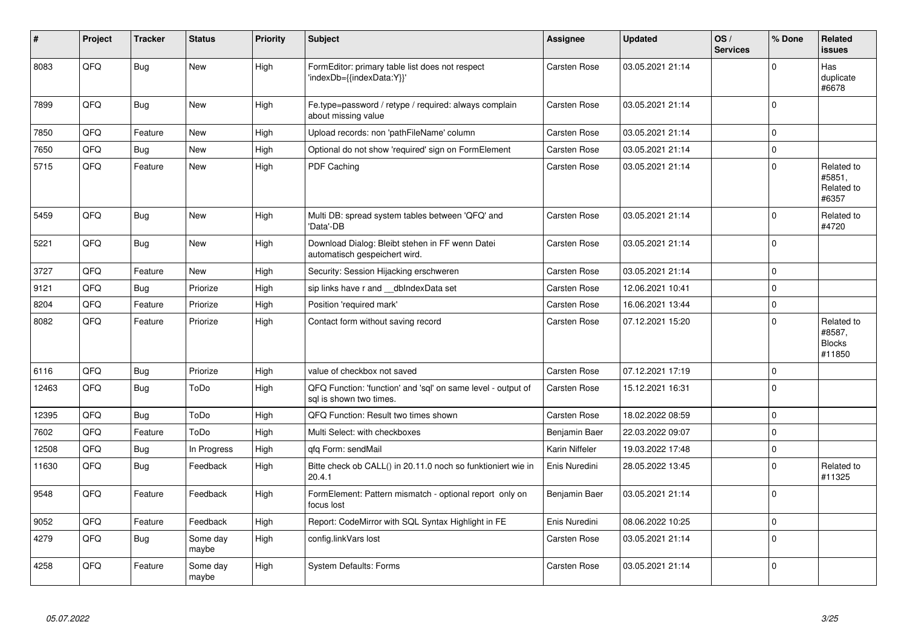| # | Project | Tracker | Status | Priority | Subject | Assignee | Updated | OS / Services | % Done | Related issues |
|---|---|---|---|---|---|---|---|---|---|---|
| 8083 | QFQ | Bug | New | High | FormEditor: primary table list does not respect 'indexDb={{indexData:Y}}' | Carsten Rose | 03.05.2021 21:14 | | 0 | Has duplicate #6678 |
| 7899 | QFQ | Bug | New | High | Fe.type=password / retype / required: always complain about missing value | Carsten Rose | 03.05.2021 21:14 | | 0 | |
| 7850 | QFQ | Feature | New | High | Upload records: non 'pathFileName' column | Carsten Rose | 03.05.2021 21:14 | | 0 | |
| 7650 | QFQ | Bug | New | High | Optional do not show 'required' sign on FormElement | Carsten Rose | 03.05.2021 21:14 | | 0 | |
| 5715 | QFQ | Feature | New | High | PDF Caching | Carsten Rose | 03.05.2021 21:14 | | 0 | Related to #5851, Related to #6357 |
| 5459 | QFQ | Bug | New | High | Multi DB: spread system tables between 'QFQ' and 'Data'-DB | Carsten Rose | 03.05.2021 21:14 | | 0 | Related to #4720 |
| 5221 | QFQ | Bug | New | High | Download Dialog: Bleibt stehen in FF wenn Datei automatisch gespeichert wird. | Carsten Rose | 03.05.2021 21:14 | | 0 | |
| 3727 | QFQ | Feature | New | High | Security: Session Hijacking erschweren | Carsten Rose | 03.05.2021 21:14 | | 0 | |
| 9121 | QFQ | Bug | Priorize | High | sip links have r and __dbIndexData set | Carsten Rose | 12.06.2021 10:41 | | 0 | |
| 8204 | QFQ | Feature | Priorize | High | Position 'required mark' | Carsten Rose | 16.06.2021 13:44 | | 0 | |
| 8082 | QFQ | Feature | Priorize | High | Contact form without saving record | Carsten Rose | 07.12.2021 15:20 | | 0 | Related to #8587, Blocks #11850 |
| 6116 | QFQ | Bug | Priorize | High | value of checkbox not saved | Carsten Rose | 07.12.2021 17:19 | | 0 | |
| 12463 | QFQ | Bug | ToDo | High | QFQ Function: 'function' and 'sql' on same level - output of sql is shown two times. | Carsten Rose | 15.12.2021 16:31 | | 0 | |
| 12395 | QFQ | Bug | ToDo | High | QFQ Function: Result two times shown | Carsten Rose | 18.02.2022 08:59 | | 0 | |
| 7602 | QFQ | Feature | ToDo | High | Multi Select: with checkboxes | Benjamin Baer | 22.03.2022 09:07 | | 0 | |
| 12508 | QFQ | Bug | In Progress | High | qfq Form: sendMail | Karin Niffeler | 19.03.2022 17:48 | | 0 | |
| 11630 | QFQ | Bug | Feedback | High | Bitte check ob CALL() in 20.11.0 noch so funktioniert wie in 20.4.1 | Enis Nuredini | 28.05.2022 13:45 | | 0 | Related to #11325 |
| 9548 | QFQ | Feature | Feedback | High | FormElement: Pattern mismatch - optional report only on focus lost | Benjamin Baer | 03.05.2021 21:14 | | 0 | |
| 9052 | QFQ | Feature | Feedback | High | Report: CodeMirror with SQL Syntax Highlight in FE | Enis Nuredini | 08.06.2022 10:25 | | 0 | |
| 4279 | QFQ | Bug | Some day maybe | High | config.linkVars lost | Carsten Rose | 03.05.2021 21:14 | | 0 | |
| 4258 | QFQ | Feature | Some day maybe | High | System Defaults: Forms | Carsten Rose | 03.05.2021 21:14 | | 0 | |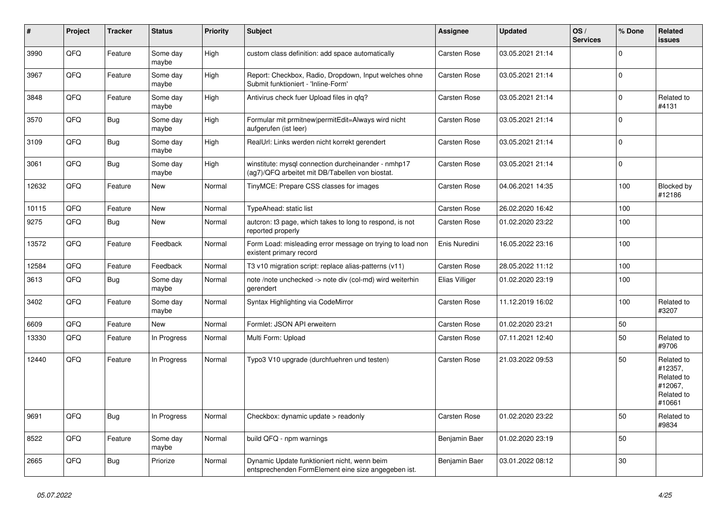| # | Project | Tracker | Status | Priority | Subject | Assignee | Updated | OS / Services | % Done | Related issues |
|---|---|---|---|---|---|---|---|---|---|---|
| 3990 | QFQ | Feature | Some day maybe | High | custom class definition: add space automatically | Carsten Rose | 03.05.2021 21:14 | | 0 | |
| 3967 | QFQ | Feature | Some day maybe | High | Report: Checkbox, Radio, Dropdown, Input welches ohne Submit funktioniert - 'Inline-Form' | Carsten Rose | 03.05.2021 21:14 | | 0 | |
| 3848 | QFQ | Feature | Some day maybe | High | Antivirus check fuer Upload files in qfq? | Carsten Rose | 03.05.2021 21:14 | | 0 | Related to #4131 |
| 3570 | QFQ | Bug | Some day maybe | High | Formular mit prmitnew\|permitEdit=Always wird nicht aufgerufen (ist leer) | Carsten Rose | 03.05.2021 21:14 | | 0 | |
| 3109 | QFQ | Bug | Some day maybe | High | RealUrl: Links werden nicht korrekt gerendert | Carsten Rose | 03.05.2021 21:14 | | 0 | |
| 3061 | QFQ | Bug | Some day maybe | High | winstitute: mysql connection durcheinander - nmhp17 (ag7)/QFQ arbeitet mit DB/Tabellen von biostat. | Carsten Rose | 03.05.2021 21:14 | | 0 | |
| 12632 | QFQ | Feature | New | Normal | TinyMCE: Prepare CSS classes for images | Carsten Rose | 04.06.2021 14:35 | | 100 | Blocked by #12186 |
| 10115 | QFQ | Feature | New | Normal | TypeAhead: static list | Carsten Rose | 26.02.2020 16:42 | | 100 | |
| 9275 | QFQ | Bug | New | Normal | autcron: t3 page, which takes to long to respond, is not reported properly | Carsten Rose | 01.02.2020 23:22 | | 100 | |
| 13572 | QFQ | Feature | Feedback | Normal | Form Load: misleading error message on trying to load non existent primary record | Enis Nuredini | 16.05.2022 23:16 | | 100 | |
| 12584 | QFQ | Feature | Feedback | Normal | T3 v10 migration script: replace alias-patterns (v11) | Carsten Rose | 28.05.2022 11:12 | | 100 | |
| 3613 | QFQ | Bug | Some day maybe | Normal | note /note unchecked -> note div (col-md) wird weiterhin gerendert | Elias Villiger | 01.02.2020 23:19 | | 100 | |
| 3402 | QFQ | Feature | Some day maybe | Normal | Syntax Highlighting via CodeMirror | Carsten Rose | 11.12.2019 16:02 | | 100 | Related to #3207 |
| 6609 | QFQ | Feature | New | Normal | Formlet: JSON API erweitern | Carsten Rose | 01.02.2020 23:21 | | 50 | |
| 13330 | QFQ | Feature | In Progress | Normal | Multi Form: Upload | Carsten Rose | 07.11.2021 12:40 | | 50 | Related to #9706 |
| 12440 | QFQ | Feature | In Progress | Normal | Typo3 V10 upgrade (durchfuehren und testen) | Carsten Rose | 21.03.2022 09:53 | | 50 | Related to #12357, Related to #12067, Related to #10661 |
| 9691 | QFQ | Bug | In Progress | Normal | Checkbox: dynamic update > readonly | Carsten Rose | 01.02.2020 23:22 | | 50 | Related to #9834 |
| 8522 | QFQ | Feature | Some day maybe | Normal | build QFQ - npm warnings | Benjamin Baer | 01.02.2020 23:19 | | 50 | |
| 2665 | QFQ | Bug | Priorize | Normal | Dynamic Update funktioniert nicht, wenn beim entsprechenden FormElement eine size angegeben ist. | Benjamin Baer | 03.01.2022 08:12 | | 30 | |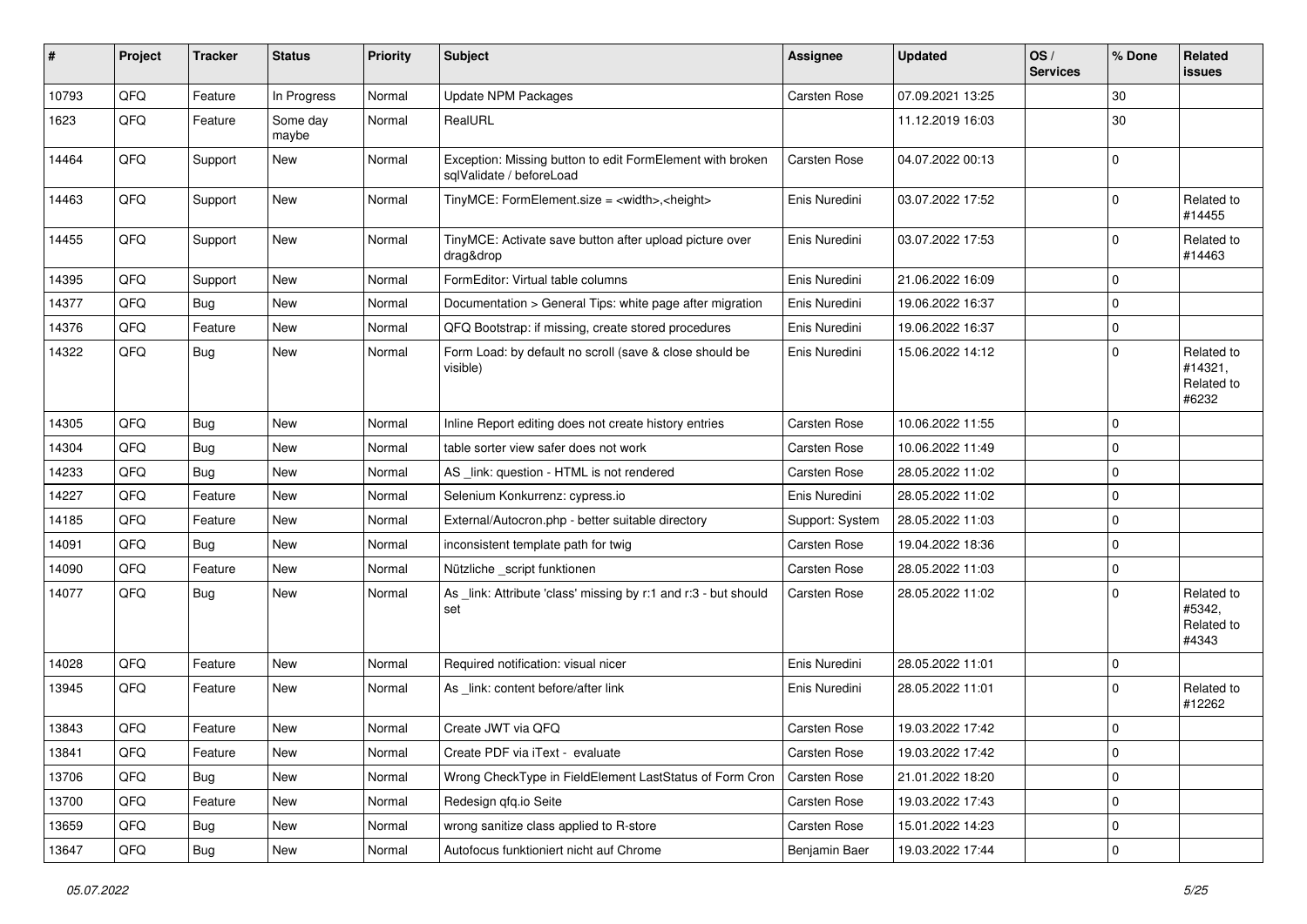| # | Project | Tracker | Status | Priority | Subject | Assignee | Updated | OS / Services | % Done | Related issues |
|---|---|---|---|---|---|---|---|---|---|---|
| 10793 | QFQ | Feature | In Progress | Normal | Update NPM Packages | Carsten Rose | 07.09.2021 13:25 | | 30 | |
| 1623 | QFQ | Feature | Some day maybe | Normal | RealURL | | 11.12.2019 16:03 | | 30 | |
| 14464 | QFQ | Support | New | Normal | Exception: Missing button to edit FormElement with broken sqlValidate / beforeLoad | Carsten Rose | 04.07.2022 00:13 | | 0 | |
| 14463 | QFQ | Support | New | Normal | TinyMCE: FormElement.size = <width>,<height> | Enis Nuredini | 03.07.2022 17:52 | | 0 | Related to #14455 |
| 14455 | QFQ | Support | New | Normal | TinyMCE: Activate save button after upload picture over drag&drop | Enis Nuredini | 03.07.2022 17:53 | | 0 | Related to #14463 |
| 14395 | QFQ | Support | New | Normal | FormEditor: Virtual table columns | Enis Nuredini | 21.06.2022 16:09 | | 0 | |
| 14377 | QFQ | Bug | New | Normal | Documentation > General Tips: white page after migration | Enis Nuredini | 19.06.2022 16:37 | | 0 | |
| 14376 | QFQ | Feature | New | Normal | QFQ Bootstrap: if missing, create stored procedures | Enis Nuredini | 19.06.2022 16:37 | | 0 | |
| 14322 | QFQ | Bug | New | Normal | Form Load: by default no scroll (save & close should be visible) | Enis Nuredini | 15.06.2022 14:12 | | 0 | Related to #14321, Related to #6232 |
| 14305 | QFQ | Bug | New | Normal | Inline Report editing does not create history entries | Carsten Rose | 10.06.2022 11:55 | | 0 | |
| 14304 | QFQ | Bug | New | Normal | table sorter view safer does not work | Carsten Rose | 10.06.2022 11:49 | | 0 | |
| 14233 | QFQ | Bug | New | Normal | AS _link: question - HTML is not rendered | Carsten Rose | 28.05.2022 11:02 | | 0 | |
| 14227 | QFQ | Feature | New | Normal | Selenium Konkurrenz: cypress.io | Enis Nuredini | 28.05.2022 11:02 | | 0 | |
| 14185 | QFQ | Feature | New | Normal | External/Autocron.php - better suitable directory | Support: System | 28.05.2022 11:03 | | 0 | |
| 14091 | QFQ | Bug | New | Normal | inconsistent template path for twig | Carsten Rose | 19.04.2022 18:36 | | 0 | |
| 14090 | QFQ | Feature | New | Normal | Nützliche _script funktionen | Carsten Rose | 28.05.2022 11:03 | | 0 | |
| 14077 | QFQ | Bug | New | Normal | As _link: Attribute 'class' missing by r:1 and r:3 - but should set | Carsten Rose | 28.05.2022 11:02 | | 0 | Related to #5342, Related to #4343 |
| 14028 | QFQ | Feature | New | Normal | Required notification: visual nicer | Enis Nuredini | 28.05.2022 11:01 | | 0 | |
| 13945 | QFQ | Feature | New | Normal | As _link: content before/after link | Enis Nuredini | 28.05.2022 11:01 | | 0 | Related to #12262 |
| 13843 | QFQ | Feature | New | Normal | Create JWT via QFQ | Carsten Rose | 19.03.2022 17:42 | | 0 | |
| 13841 | QFQ | Feature | New | Normal | Create PDF via iText - evaluate | Carsten Rose | 19.03.2022 17:42 | | 0 | |
| 13706 | QFQ | Bug | New | Normal | Wrong CheckType in FieldElement LastStatus of Form Cron | Carsten Rose | 21.01.2022 18:20 | | 0 | |
| 13700 | QFQ | Feature | New | Normal | Redesign qfq.io Seite | Carsten Rose | 19.03.2022 17:43 | | 0 | |
| 13659 | QFQ | Bug | New | Normal | wrong sanitize class applied to R-store | Carsten Rose | 15.01.2022 14:23 | | 0 | |
| 13647 | QFQ | Bug | New | Normal | Autofocus funktioniert nicht auf Chrome | Benjamin Baer | 19.03.2022 17:44 | | 0 | |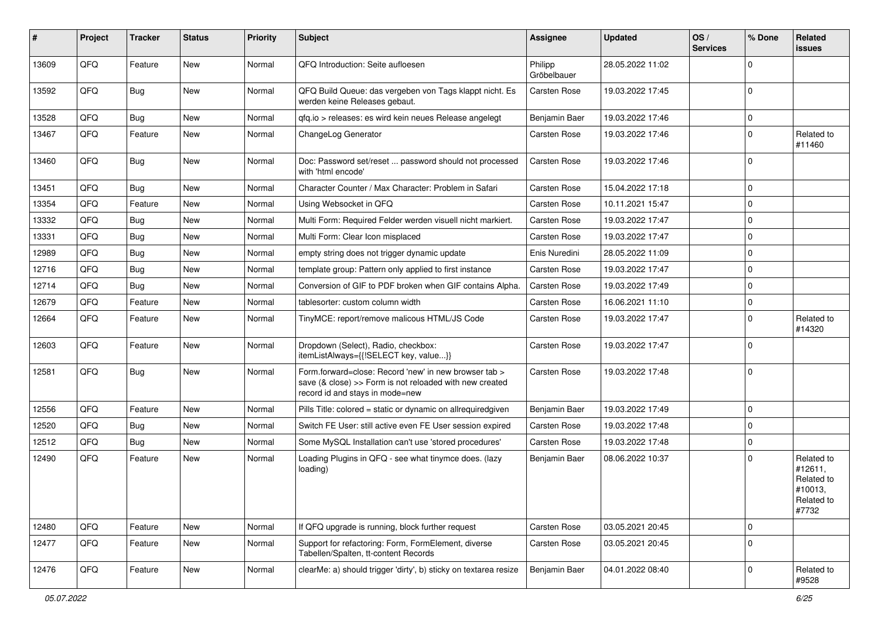| # | Project | Tracker | Status | Priority | Subject | Assignee | Updated | OS / Services | % Done | Related issues |
|---|---|---|---|---|---|---|---|---|---|---|
| 13609 | QFQ | Feature | New | Normal | QFQ Introduction: Seite aufloesen | Philipp Gröbelbauer | 28.05.2022 11:02 | | 0 | |
| 13592 | QFQ | Bug | New | Normal | QFQ Build Queue: das vergeben von Tags klappt nicht. Es werden keine Releases gebaut. | Carsten Rose | 19.03.2022 17:45 | | 0 | |
| 13528 | QFQ | Bug | New | Normal | qfq.io > releases: es wird kein neues Release angelegt | Benjamin Baer | 19.03.2022 17:46 | | 0 | |
| 13467 | QFQ | Feature | New | Normal | ChangeLog Generator | Carsten Rose | 19.03.2022 17:46 | | 0 | Related to #11460 |
| 13460 | QFQ | Bug | New | Normal | Doc: Password set/reset ... password should not processed with 'html encode' | Carsten Rose | 19.03.2022 17:46 | | 0 | |
| 13451 | QFQ | Bug | New | Normal | Character Counter / Max Character: Problem in Safari | Carsten Rose | 15.04.2022 17:18 | | 0 | |
| 13354 | QFQ | Feature | New | Normal | Using Websocket in QFQ | Carsten Rose | 10.11.2021 15:47 | | 0 | |
| 13332 | QFQ | Bug | New | Normal | Multi Form: Required Felder werden visuell nicht markiert. | Carsten Rose | 19.03.2022 17:47 | | 0 | |
| 13331 | QFQ | Bug | New | Normal | Multi Form: Clear Icon misplaced | Carsten Rose | 19.03.2022 17:47 | | 0 | |
| 12989 | QFQ | Bug | New | Normal | empty string does not trigger dynamic update | Enis Nuredini | 28.05.2022 11:09 | | 0 | |
| 12716 | QFQ | Bug | New | Normal | template group: Pattern only applied to first instance | Carsten Rose | 19.03.2022 17:47 | | 0 | |
| 12714 | QFQ | Bug | New | Normal | Conversion of GIF to PDF broken when GIF contains Alpha. | Carsten Rose | 19.03.2022 17:49 | | 0 | |
| 12679 | QFQ | Feature | New | Normal | tablesorter: custom column width | Carsten Rose | 16.06.2021 11:10 | | 0 | |
| 12664 | QFQ | Feature | New | Normal | TinyMCE: report/remove malicous HTML/JS Code | Carsten Rose | 19.03.2022 17:47 | | 0 | Related to #14320 |
| 12603 | QFQ | Feature | New | Normal | Dropdown (Select), Radio, checkbox: itemListAlways={{!SELECT key, value...}} | Carsten Rose | 19.03.2022 17:47 | | 0 | |
| 12581 | QFQ | Bug | New | Normal | Form.forward=close: Record 'new' in new browser tab > save (& close) >> Form is not reloaded with new created record id and stays in mode=new | Carsten Rose | 19.03.2022 17:48 | | 0 | |
| 12556 | QFQ | Feature | New | Normal | Pills Title: colored = static or dynamic on allrequiredgiven | Benjamin Baer | 19.03.2022 17:49 | | 0 | |
| 12520 | QFQ | Bug | New | Normal | Switch FE User: still active even FE User session expired | Carsten Rose | 19.03.2022 17:48 | | 0 | |
| 12512 | QFQ | Bug | New | Normal | Some MySQL Installation can't use 'stored procedures' | Carsten Rose | 19.03.2022 17:48 | | 0 | |
| 12490 | QFQ | Feature | New | Normal | Loading Plugins in QFQ - see what tinymce does. (lazy loading) | Benjamin Baer | 08.06.2022 10:37 | | 0 | Related to #12611, Related to #10013, Related to #7732 |
| 12480 | QFQ | Feature | New | Normal | If QFQ upgrade is running, block further request | Carsten Rose | 03.05.2021 20:45 | | 0 | |
| 12477 | QFQ | Feature | New | Normal | Support for refactoring: Form, FormElement, diverse Tabellen/Spalten, tt-content Records | Carsten Rose | 03.05.2021 20:45 | | 0 | |
| 12476 | QFQ | Feature | New | Normal | clearMe: a) should trigger 'dirty', b) sticky on textarea resize | Benjamin Baer | 04.01.2022 08:40 | | 0 | Related to #9528 |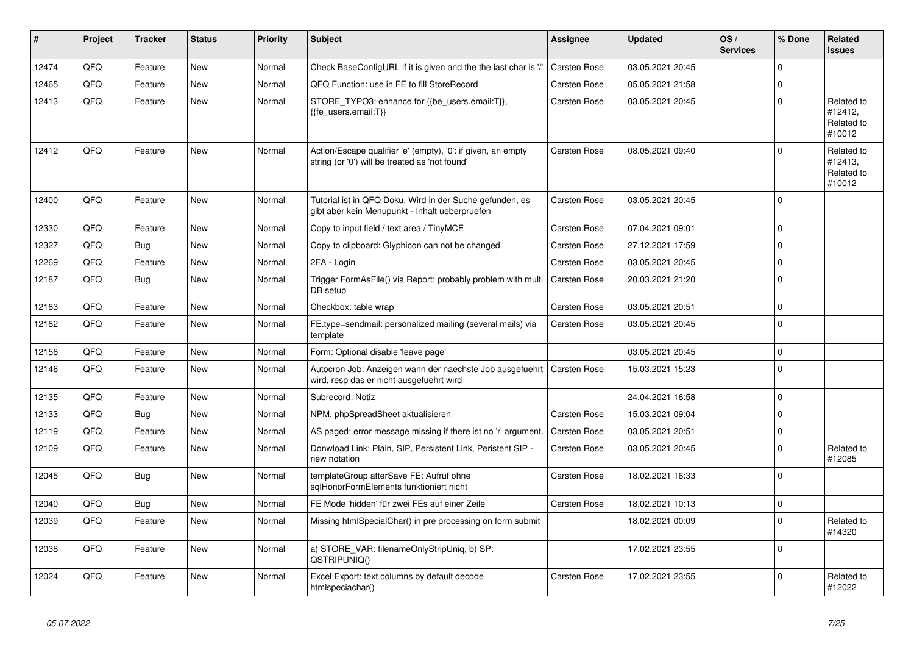| # | Project | Tracker | Status | Priority | Subject | Assignee | Updated | OS / Services | % Done | Related issues |
|---|---|---|---|---|---|---|---|---|---|---|
| 12474 | QFQ | Feature | New | Normal | Check BaseConfigURL if it is given and the the last char is '/' | Carsten Rose | 03.05.2021 20:45 | | 0 | |
| 12465 | QFQ | Feature | New | Normal | QFQ Function: use in FE to fill StoreRecord | Carsten Rose | 05.05.2021 21:58 | | 0 | |
| 12413 | QFQ | Feature | New | Normal | STORE_TYPO3: enhance for {{be_users.email:T}}, {{fe_users.email:T}} | Carsten Rose | 03.05.2021 20:45 | | 0 | Related to #12412, Related to #10012 |
| 12412 | QFQ | Feature | New | Normal | Action/Escape qualifier 'e' (empty), '0': if given, an empty string (or '0') will be treated as 'not found' | Carsten Rose | 08.05.2021 09:40 | | 0 | Related to #12413, Related to #10012 |
| 12400 | QFQ | Feature | New | Normal | Tutorial ist in QFQ Doku, Wird in der Suche gefunden, es gibt aber kein Menupunkt - Inhalt ueberpruefen | Carsten Rose | 03.05.2021 20:45 | | 0 | |
| 12330 | QFQ | Feature | New | Normal | Copy to input field / text area / TinyMCE | Carsten Rose | 07.04.2021 09:01 | | 0 | |
| 12327 | QFQ | Bug | New | Normal | Copy to clipboard: Glyphicon can not be changed | Carsten Rose | 27.12.2021 17:59 | | 0 | |
| 12269 | QFQ | Feature | New | Normal | 2FA - Login | Carsten Rose | 03.05.2021 20:45 | | 0 | |
| 12187 | QFQ | Bug | New | Normal | Trigger FormAsFile() via Report: probably problem with multi DB setup | Carsten Rose | 20.03.2021 21:20 | | 0 | |
| 12163 | QFQ | Feature | New | Normal | Checkbox: table wrap | Carsten Rose | 03.05.2021 20:51 | | 0 | |
| 12162 | QFQ | Feature | New | Normal | FE.type=sendmail: personalized mailing (several mails) via template | Carsten Rose | 03.05.2021 20:45 | | 0 | |
| 12156 | QFQ | Feature | New | Normal | Form: Optional disable 'leave page' | | 03.05.2021 20:45 | | 0 | |
| 12146 | QFQ | Feature | New | Normal | Autocron Job: Anzeigen wann der naechste Job ausgefuehrt wird, resp das er nicht ausgefuehrt wird | Carsten Rose | 15.03.2021 15:23 | | 0 | |
| 12135 | QFQ | Feature | New | Normal | Subrecord: Notiz | | 24.04.2021 16:58 | | 0 | |
| 12133 | QFQ | Bug | New | Normal | NPM, phpSpreadSheet aktualisieren | Carsten Rose | 15.03.2021 09:04 | | 0 | |
| 12119 | QFQ | Feature | New | Normal | AS paged: error message missing if there ist no 'r' argument. | Carsten Rose | 03.05.2021 20:51 | | 0 | |
| 12109 | QFQ | Feature | New | Normal | Donwload Link: Plain, SIP, Persistent Link, Peristent SIP - new notation | Carsten Rose | 03.05.2021 20:45 | | 0 | Related to #12085 |
| 12045 | QFQ | Bug | New | Normal | templateGroup afterSave FE: Aufruf ohne sqlHonorFormElements funktioniert nicht | Carsten Rose | 18.02.2021 16:33 | | 0 | |
| 12040 | QFQ | Bug | New | Normal | FE Mode 'hidden' für zwei FEs auf einer Zeile | Carsten Rose | 18.02.2021 10:13 | | 0 | |
| 12039 | QFQ | Feature | New | Normal | Missing htmlSpecialChar() in pre processing on form submit | | 18.02.2021 00:09 | | 0 | Related to #14320 |
| 12038 | QFQ | Feature | New | Normal | a) STORE_VAR: filenameOnlyStripUniq, b) SP: QSTRIPUNIQ() | | 17.02.2021 23:55 | | 0 | |
| 12024 | QFQ | Feature | New | Normal | Excel Export: text columns by default decode htmlspeciachar() | Carsten Rose | 17.02.2021 23:55 | | 0 | Related to #12022 |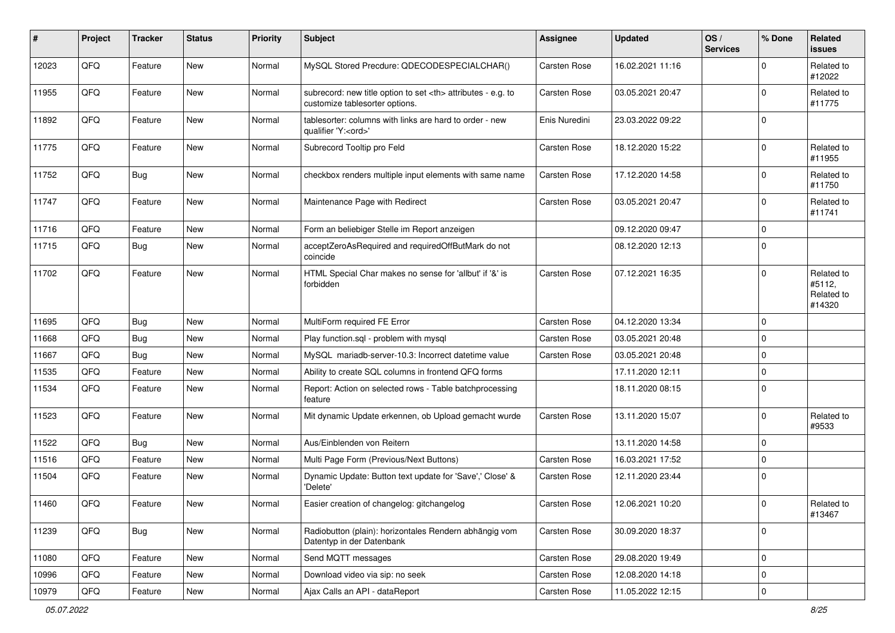| # | Project | Tracker | Status | Priority | Subject | Assignee | Updated | OS / Services | % Done | Related issues |
|---|---|---|---|---|---|---|---|---|---|---|
| 12023 | QFQ | Feature | New | Normal | MySQL Stored Precdure: QDECODESPECIALCHAR() | Carsten Rose | 16.02.2021 11:16 | | 0 | Related to #12022 |
| 11955 | QFQ | Feature | New | Normal | subrecord: new title option to set <th> attributes - e.g. to customize tablesorter options. | Carsten Rose | 03.05.2021 20:47 | | 0 | Related to #11775 |
| 11892 | QFQ | Feature | New | Normal | tablesorter: columns with links are hard to order - new qualifier 'Y:<ord>' | Enis Nuredini | 23.03.2022 09:22 | | 0 | |
| 11775 | QFQ | Feature | New | Normal | Subrecord Tooltip pro Feld | Carsten Rose | 18.12.2020 15:22 | | 0 | Related to #11955 |
| 11752 | QFQ | Bug | New | Normal | checkbox renders multiple input elements with same name | Carsten Rose | 17.12.2020 14:58 | | 0 | Related to #11750 |
| 11747 | QFQ | Feature | New | Normal | Maintenance Page with Redirect | Carsten Rose | 03.05.2021 20:47 | | 0 | Related to #11741 |
| 11716 | QFQ | Feature | New | Normal | Form an beliebiger Stelle im Report anzeigen | | 09.12.2020 09:47 | | 0 | |
| 11715 | QFQ | Bug | New | Normal | acceptZeroAsRequired and requiredOffButMark do not coincide | | 08.12.2020 12:13 | | 0 | |
| 11702 | QFQ | Feature | New | Normal | HTML Special Char makes no sense for 'allbut' if '&' is forbidden | Carsten Rose | 07.12.2021 16:35 | | 0 | Related to #5112, Related to #14320 |
| 11695 | QFQ | Bug | New | Normal | MultiForm required FE Error | Carsten Rose | 04.12.2020 13:34 | | 0 | |
| 11668 | QFQ | Bug | New | Normal | Play function.sql - problem with mysql | Carsten Rose | 03.05.2021 20:48 | | 0 | |
| 11667 | QFQ | Bug | New | Normal | MySQL mariadb-server-10.3: Incorrect datetime value | Carsten Rose | 03.05.2021 20:48 | | 0 | |
| 11535 | QFQ | Feature | New | Normal | Ability to create SQL columns in frontend QFQ forms | | 17.11.2020 12:11 | | 0 | |
| 11534 | QFQ | Feature | New | Normal | Report: Action on selected rows - Table batchprocessing feature | | 18.11.2020 08:15 | | 0 | |
| 11523 | QFQ | Feature | New | Normal | Mit dynamic Update erkennen, ob Upload gemacht wurde | Carsten Rose | 13.11.2020 15:07 | | 0 | Related to #9533 |
| 11522 | QFQ | Bug | New | Normal | Aus/Einblenden von Reitern | | 13.11.2020 14:58 | | 0 | |
| 11516 | QFQ | Feature | New | Normal | Multi Page Form (Previous/Next Buttons) | Carsten Rose | 16.03.2021 17:52 | | 0 | |
| 11504 | QFQ | Feature | New | Normal | Dynamic Update: Button text update for 'Save',' Close' & 'Delete' | Carsten Rose | 12.11.2020 23:44 | | 0 | |
| 11460 | QFQ | Feature | New | Normal | Easier creation of changelog: gitchangelog | Carsten Rose | 12.06.2021 10:20 | | 0 | Related to #13467 |
| 11239 | QFQ | Bug | New | Normal | Radiobutton (plain): horizontales Rendern abhängig vom Datentyp in der Datenbank | Carsten Rose | 30.09.2020 18:37 | | 0 | |
| 11080 | QFQ | Feature | New | Normal | Send MQTT messages | Carsten Rose | 29.08.2020 19:49 | | 0 | |
| 10996 | QFQ | Feature | New | Normal | Download video via sip: no seek | Carsten Rose | 12.08.2020 14:18 | | 0 | |
| 10979 | QFQ | Feature | New | Normal | Ajax Calls an API - dataReport | Carsten Rose | 11.05.2022 12:15 | | 0 | |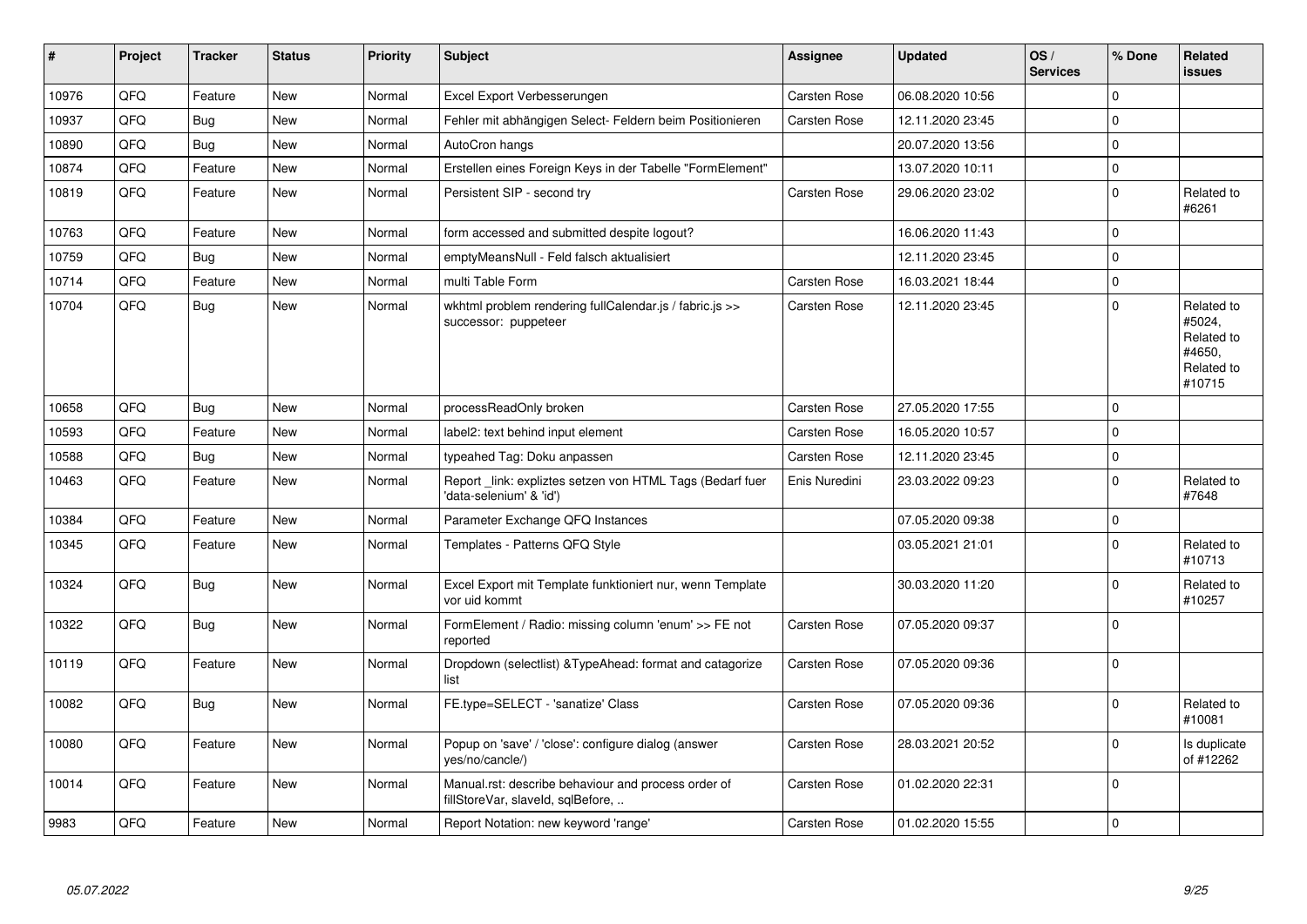| # | Project | Tracker | Status | Priority | Subject | Assignee | Updated | OS / Services | % Done | Related issues |
|---|---|---|---|---|---|---|---|---|---|---|
| 10976 | QFQ | Feature | New | Normal | Excel Export Verbesserungen | Carsten Rose | 06.08.2020 10:56 | | 0 | |
| 10937 | QFQ | Bug | New | Normal | Fehler mit abhängigen Select- Feldern beim Positionieren | Carsten Rose | 12.11.2020 23:45 | | 0 | |
| 10890 | QFQ | Bug | New | Normal | AutoCron hangs | | 20.07.2020 13:56 | | 0 | |
| 10874 | QFQ | Feature | New | Normal | Erstellen eines Foreign Keys in der Tabelle "FormElement" | | 13.07.2020 10:11 | | 0 | |
| 10819 | QFQ | Feature | New | Normal | Persistent SIP - second try | Carsten Rose | 29.06.2020 23:02 | | 0 | Related to #6261 |
| 10763 | QFQ | Feature | New | Normal | form accessed and submitted despite logout? | | 16.06.2020 11:43 | | 0 | |
| 10759 | QFQ | Bug | New | Normal | emptyMeansNull - Feld falsch aktualisiert | | 12.11.2020 23:45 | | 0 | |
| 10714 | QFQ | Feature | New | Normal | multi Table Form | Carsten Rose | 16.03.2021 18:44 | | 0 | |
| 10704 | QFQ | Bug | New | Normal | wkhtml problem rendering fullCalendar.js / fabric.js >> successor: puppeteer | Carsten Rose | 12.11.2020 23:45 | | 0 | Related to #5024, Related to #4650, Related to #10715 |
| 10658 | QFQ | Bug | New | Normal | processReadOnly broken | Carsten Rose | 27.05.2020 17:55 | | 0 | |
| 10593 | QFQ | Feature | New | Normal | label2: text behind input element | Carsten Rose | 16.05.2020 10:57 | | 0 | |
| 10588 | QFQ | Bug | New | Normal | typeahed Tag: Doku anpassen | Carsten Rose | 12.11.2020 23:45 | | 0 | |
| 10463 | QFQ | Feature | New | Normal | Report _link: expliztes setzen von HTML Tags (Bedarf fuer 'data-selenium' & 'id') | Enis Nuredini | 23.03.2022 09:23 | | 0 | Related to #7648 |
| 10384 | QFQ | Feature | New | Normal | Parameter Exchange QFQ Instances | | 07.05.2020 09:38 | | 0 | |
| 10345 | QFQ | Feature | New | Normal | Templates - Patterns QFQ Style | | 03.05.2021 21:01 | | 0 | Related to #10713 |
| 10324 | QFQ | Bug | New | Normal | Excel Export mit Template funktioniert nur, wenn Template vor uid kommt | | 30.03.2020 11:20 | | 0 | Related to #10257 |
| 10322 | QFQ | Bug | New | Normal | FormElement / Radio: missing column 'enum' >> FE not reported | Carsten Rose | 07.05.2020 09:37 | | 0 | |
| 10119 | QFQ | Feature | New | Normal | Dropdown (selectlist) &TypeAhead: format and catagorize list | Carsten Rose | 07.05.2020 09:36 | | 0 | |
| 10082 | QFQ | Bug | New | Normal | FE.type=SELECT - 'sanatize' Class | Carsten Rose | 07.05.2020 09:36 | | 0 | Related to #10081 |
| 10080 | QFQ | Feature | New | Normal | Popup on 'save' / 'close': configure dialog (answer yes/no/cancle/) | Carsten Rose | 28.03.2021 20:52 | | 0 | Is duplicate of #12262 |
| 10014 | QFQ | Feature | New | Normal | Manual.rst: describe behaviour and process order of fillStoreVar, slaveId, sqlBefore, .. | Carsten Rose | 01.02.2020 22:31 | | 0 | |
| 9983 | QFQ | Feature | New | Normal | Report Notation: new keyword 'range' | Carsten Rose | 01.02.2020 15:55 | | 0 | |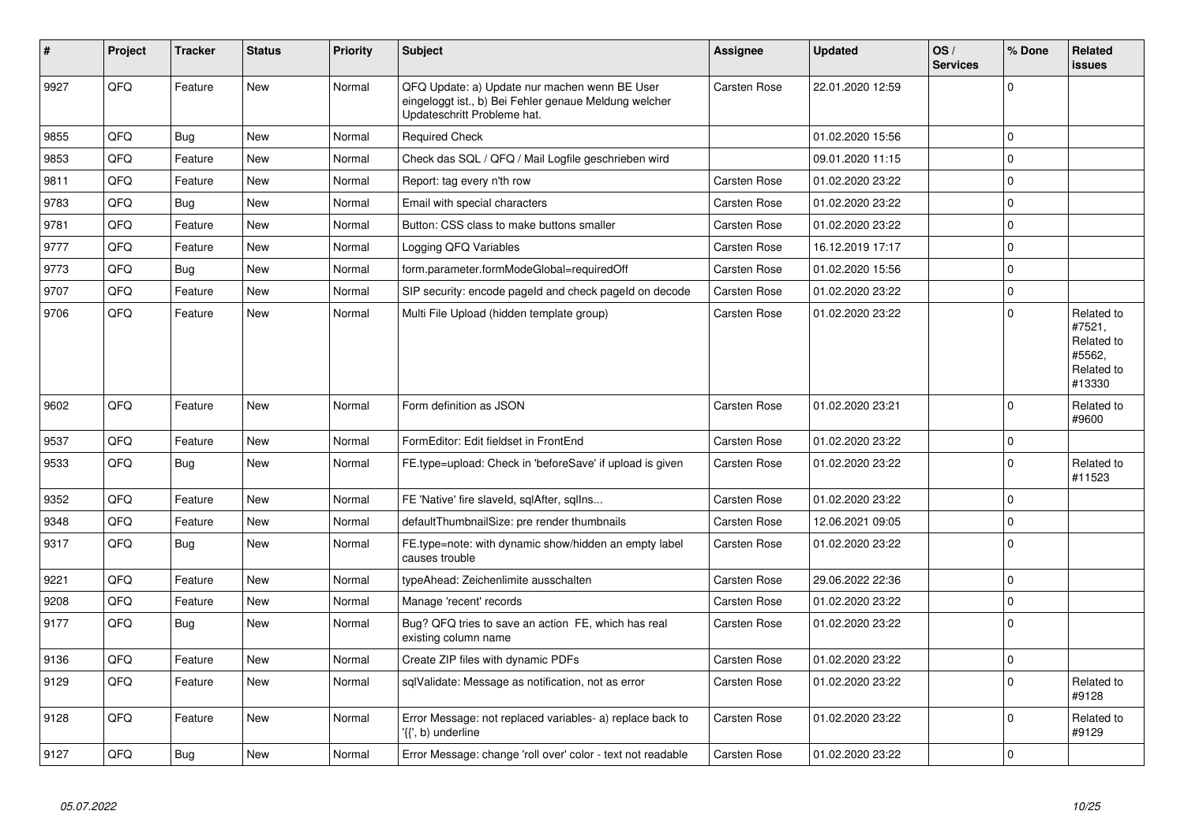| # | Project | Tracker | Status | Priority | Subject | Assignee | Updated | OS / Services | % Done | Related issues |
|---|---|---|---|---|---|---|---|---|---|---|
| 9927 | QFQ | Feature | New | Normal | QFQ Update: a) Update nur machen wenn BE User eingeloggt ist., b) Bei Fehler genaue Meldung welcher Updateschritt Probleme hat. | Carsten Rose | 22.01.2020 12:59 | | 0 | |
| 9855 | QFQ | Bug | New | Normal | Required Check | | 01.02.2020 15:56 | | 0 | |
| 9853 | QFQ | Feature | New | Normal | Check das SQL / QFQ / Mail Logfile geschrieben wird | | 09.01.2020 11:15 | | 0 | |
| 9811 | QFQ | Feature | New | Normal | Report: tag every n'th row | Carsten Rose | 01.02.2020 23:22 | | 0 | |
| 9783 | QFQ | Bug | New | Normal | Email with special characters | Carsten Rose | 01.02.2020 23:22 | | 0 | |
| 9781 | QFQ | Feature | New | Normal | Button: CSS class to make buttons smaller | Carsten Rose | 01.02.2020 23:22 | | 0 | |
| 9777 | QFQ | Feature | New | Normal | Logging QFQ Variables | Carsten Rose | 16.12.2019 17:17 | | 0 | |
| 9773 | QFQ | Bug | New | Normal | form.parameter.formModeGlobal=requiredOff | Carsten Rose | 01.02.2020 15:56 | | 0 | |
| 9707 | QFQ | Feature | New | Normal | SIP security: encode pageId and check pageId on decode | Carsten Rose | 01.02.2020 23:22 | | 0 | |
| 9706 | QFQ | Feature | New | Normal | Multi File Upload (hidden template group) | Carsten Rose | 01.02.2020 23:22 | | 0 | Related to #7521, Related to #5562, Related to #13330 |
| 9602 | QFQ | Feature | New | Normal | Form definition as JSON | Carsten Rose | 01.02.2020 23:21 | | 0 | Related to #9600 |
| 9537 | QFQ | Feature | New | Normal | FormEditor: Edit fieldset in FrontEnd | Carsten Rose | 01.02.2020 23:22 | | 0 | |
| 9533 | QFQ | Bug | New | Normal | FE.type=upload: Check in 'beforeSave' if upload is given | Carsten Rose | 01.02.2020 23:22 | | 0 | Related to #11523 |
| 9352 | QFQ | Feature | New | Normal | FE 'Native' fire slaveId, sqlAfter, sqlIns... | Carsten Rose | 01.02.2020 23:22 | | 0 | |
| 9348 | QFQ | Feature | New | Normal | defaultThumbnailSize: pre render thumbnails | Carsten Rose | 12.06.2021 09:05 | | 0 | |
| 9317 | QFQ | Bug | New | Normal | FE.type=note: with dynamic show/hidden an empty label causes trouble | Carsten Rose | 01.02.2020 23:22 | | 0 | |
| 9221 | QFQ | Feature | New | Normal | typeAhead: Zeichenlimite ausschalten | Carsten Rose | 29.06.2022 22:36 | | 0 | |
| 9208 | QFQ | Feature | New | Normal | Manage 'recent' records | Carsten Rose | 01.02.2020 23:22 | | 0 | |
| 9177 | QFQ | Bug | New | Normal | Bug? QFQ tries to save an action FE, which has real existing column name | Carsten Rose | 01.02.2020 23:22 | | 0 | |
| 9136 | QFQ | Feature | New | Normal | Create ZIP files with dynamic PDFs | Carsten Rose | 01.02.2020 23:22 | | 0 | |
| 9129 | QFQ | Feature | New | Normal | sqlValidate: Message as notification, not as error | Carsten Rose | 01.02.2020 23:22 | | 0 | Related to #9128 |
| 9128 | QFQ | Feature | New | Normal | Error Message: not replaced variables- a) replace back to '{{', b) underline | Carsten Rose | 01.02.2020 23:22 | | 0 | Related to #9129 |
| 9127 | QFQ | Bug | New | Normal | Error Message: change 'roll over' color - text not readable | Carsten Rose | 01.02.2020 23:22 | | 0 | |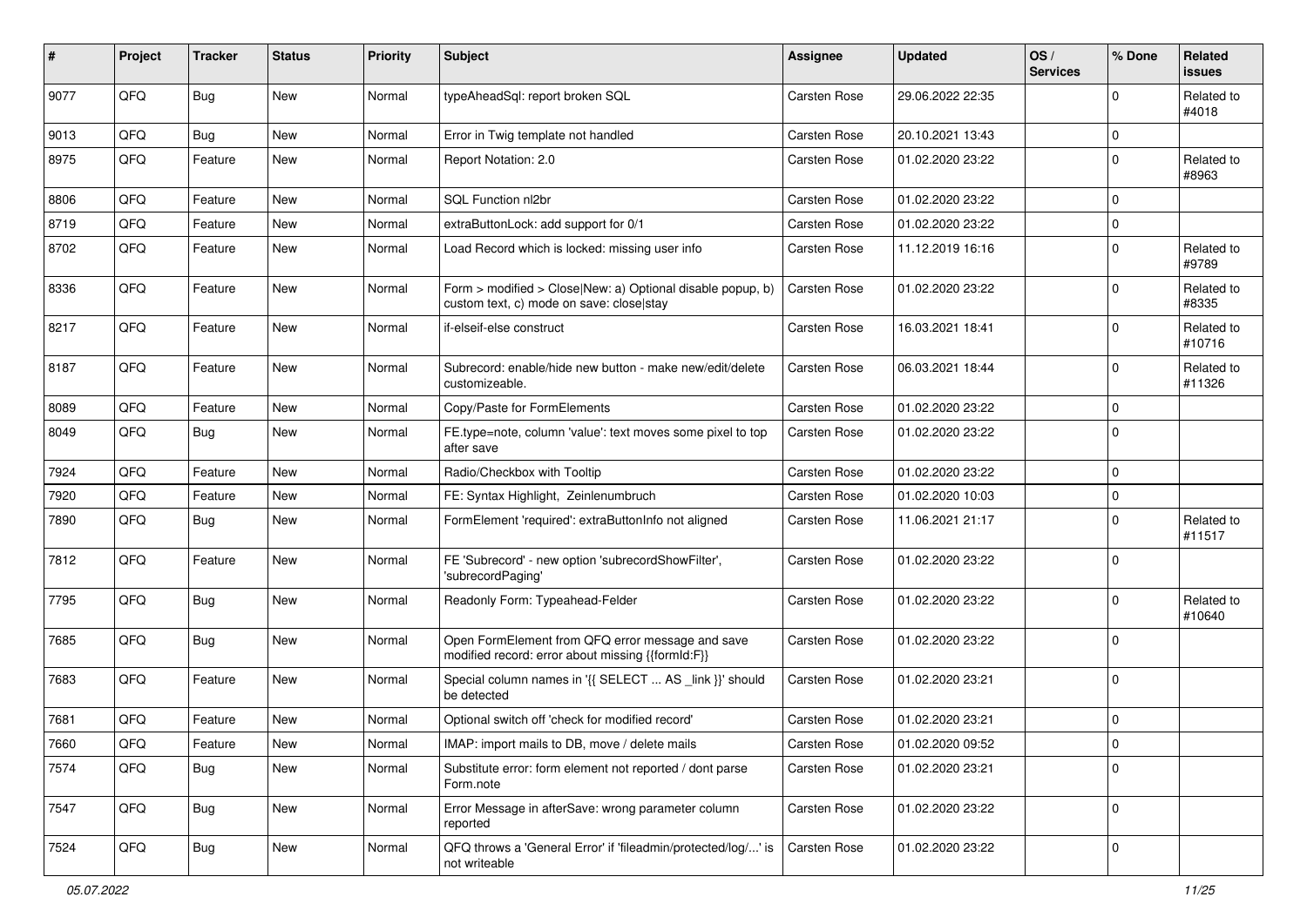| # | Project | Tracker | Status | Priority | Subject | Assignee | Updated | OS / Services | % Done | Related issues |
|---|---|---|---|---|---|---|---|---|---|---|
| 9077 | QFQ | Bug | New | Normal | typeAheadSql: report broken SQL | Carsten Rose | 29.06.2022 22:35 | | 0 | Related to #4018 |
| 9013 | QFQ | Bug | New | Normal | Error in Twig template not handled | Carsten Rose | 20.10.2021 13:43 | | 0 | |
| 8975 | QFQ | Feature | New | Normal | Report Notation: 2.0 | Carsten Rose | 01.02.2020 23:22 | | 0 | Related to #8963 |
| 8806 | QFQ | Feature | New | Normal | SQL Function nl2br | Carsten Rose | 01.02.2020 23:22 | | 0 | |
| 8719 | QFQ | Feature | New | Normal | extraButtonLock: add support for 0/1 | Carsten Rose | 01.02.2020 23:22 | | 0 | |
| 8702 | QFQ | Feature | New | Normal | Load Record which is locked: missing user info | Carsten Rose | 11.12.2019 16:16 | | 0 | Related to #9789 |
| 8336 | QFQ | Feature | New | Normal | Form > modified > Close\|New: a) Optional disable popup, b) custom text, c) mode on save: close\|stay | Carsten Rose | 01.02.2020 23:22 | | 0 | Related to #8335 |
| 8217 | QFQ | Feature | New | Normal | if-elseif-else construct | Carsten Rose | 16.03.2021 18:41 | | 0 | Related to #10716 |
| 8187 | QFQ | Feature | New | Normal | Subrecord: enable/hide new button - make new/edit/delete customizeable. | Carsten Rose | 06.03.2021 18:44 | | 0 | Related to #11326 |
| 8089 | QFQ | Feature | New | Normal | Copy/Paste for FormElements | Carsten Rose | 01.02.2020 23:22 | | 0 | |
| 8049 | QFQ | Bug | New | Normal | FE.type=note, column 'value': text moves some pixel to top after save | Carsten Rose | 01.02.2020 23:22 | | 0 | |
| 7924 | QFQ | Feature | New | Normal | Radio/Checkbox with Tooltip | Carsten Rose | 01.02.2020 23:22 | | 0 | |
| 7920 | QFQ | Feature | New | Normal | FE: Syntax Highlight, Zeinlenumbruch | Carsten Rose | 01.02.2020 10:03 | | 0 | |
| 7890 | QFQ | Bug | New | Normal | FormElement 'required': extraButtonInfo not aligned | Carsten Rose | 11.06.2021 21:17 | | 0 | Related to #11517 |
| 7812 | QFQ | Feature | New | Normal | FE 'Subrecord' - new option 'subrecordShowFilter', 'subrecordPaging' | Carsten Rose | 01.02.2020 23:22 | | 0 | |
| 7795 | QFQ | Bug | New | Normal | Readonly Form: Typeahead-Felder | Carsten Rose | 01.02.2020 23:22 | | 0 | Related to #10640 |
| 7685 | QFQ | Bug | New | Normal | Open FormElement from QFQ error message and save modified record: error about missing {{formId:F}} | Carsten Rose | 01.02.2020 23:22 | | 0 | |
| 7683 | QFQ | Feature | New | Normal | Special column names in '{{ SELECT ... AS _link }}' should be detected | Carsten Rose | 01.02.2020 23:21 | | 0 | |
| 7681 | QFQ | Feature | New | Normal | Optional switch off 'check for modified record' | Carsten Rose | 01.02.2020 23:21 | | 0 | |
| 7660 | QFQ | Feature | New | Normal | IMAP: import mails to DB, move / delete mails | Carsten Rose | 01.02.2020 09:52 | | 0 | |
| 7574 | QFQ | Bug | New | Normal | Substitute error: form element not reported / dont parse Form.note | Carsten Rose | 01.02.2020 23:21 | | 0 | |
| 7547 | QFQ | Bug | New | Normal | Error Message in afterSave: wrong parameter column reported | Carsten Rose | 01.02.2020 23:22 | | 0 | |
| 7524 | QFQ | Bug | New | Normal | QFQ throws a 'General Error' if 'fileadmin/protected/log/...' is not writeable | Carsten Rose | 01.02.2020 23:22 | | 0 | |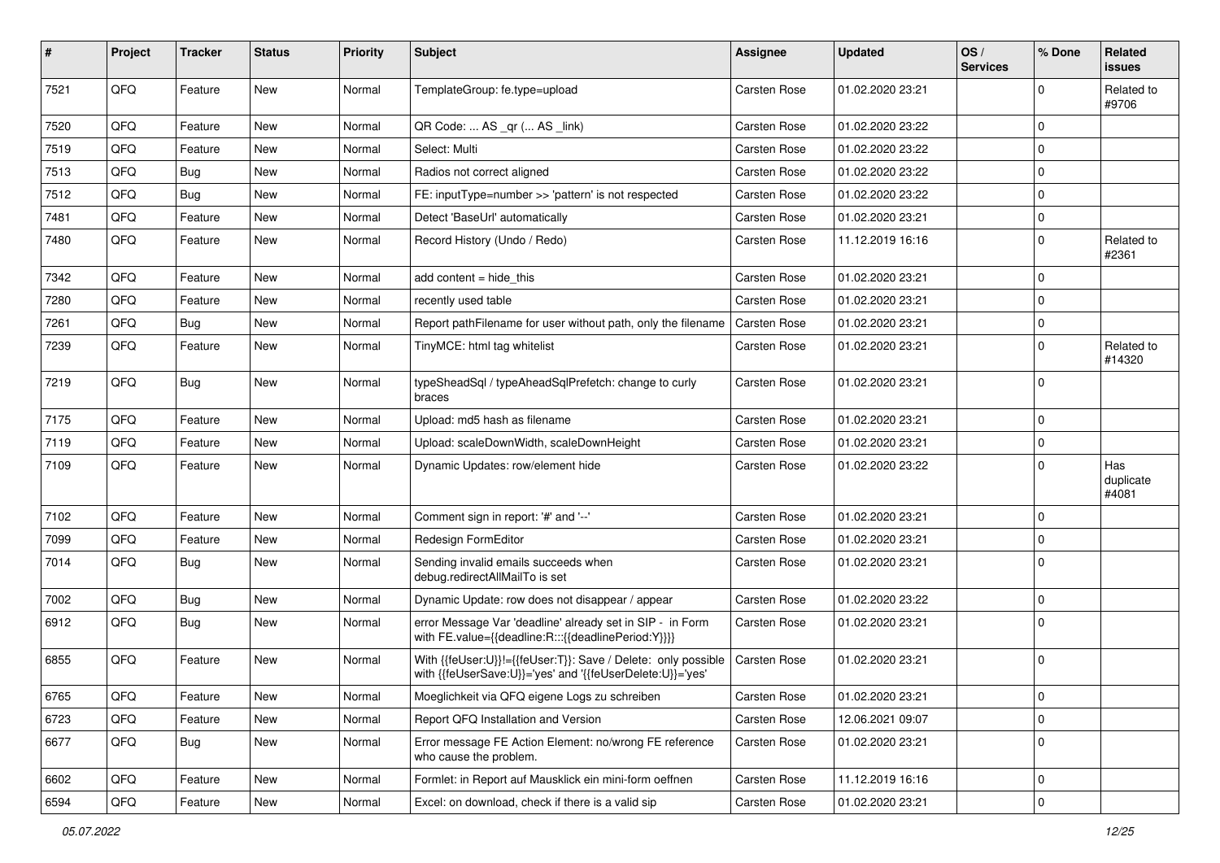| # | Project | Tracker | Status | Priority | Subject | Assignee | Updated | OS / Services | % Done | Related issues |
|---|---|---|---|---|---|---|---|---|---|---|
| 7521 | QFQ | Feature | New | Normal | TemplateGroup: fe.type=upload | Carsten Rose | 01.02.2020 23:21 | | 0 | Related to #9706 |
| 7520 | QFQ | Feature | New | Normal | QR Code: ... AS _qr (... AS _link) | Carsten Rose | 01.02.2020 23:22 | | 0 | |
| 7519 | QFQ | Feature | New | Normal | Select: Multi | Carsten Rose | 01.02.2020 23:22 | | 0 | |
| 7513 | QFQ | Bug | New | Normal | Radios not correct aligned | Carsten Rose | 01.02.2020 23:22 | | 0 | |
| 7512 | QFQ | Bug | New | Normal | FE: inputType=number >> 'pattern' is not respected | Carsten Rose | 01.02.2020 23:22 | | 0 | |
| 7481 | QFQ | Feature | New | Normal | Detect 'BaseUrl' automatically | Carsten Rose | 01.02.2020 23:21 | | 0 | |
| 7480 | QFQ | Feature | New | Normal | Record History (Undo / Redo) | Carsten Rose | 11.12.2019 16:16 | | 0 | Related to #2361 |
| 7342 | QFQ | Feature | New | Normal | add content = hide_this | Carsten Rose | 01.02.2020 23:21 | | 0 | |
| 7280 | QFQ | Feature | New | Normal | recently used table | Carsten Rose | 01.02.2020 23:21 | | 0 | |
| 7261 | QFQ | Bug | New | Normal | Report pathFilename for user without path, only the filename | Carsten Rose | 01.02.2020 23:21 | | 0 | |
| 7239 | QFQ | Feature | New | Normal | TinyMCE: html tag whitelist | Carsten Rose | 01.02.2020 23:21 | | 0 | Related to #14320 |
| 7219 | QFQ | Bug | New | Normal | typeSheadSql / typeAheadSqlPrefetch: change to curly braces | Carsten Rose | 01.02.2020 23:21 | | 0 | |
| 7175 | QFQ | Feature | New | Normal | Upload: md5 hash as filename | Carsten Rose | 01.02.2020 23:21 | | 0 | |
| 7119 | QFQ | Feature | New | Normal | Upload: scaleDownWidth, scaleDownHeight | Carsten Rose | 01.02.2020 23:21 | | 0 | |
| 7109 | QFQ | Feature | New | Normal | Dynamic Updates: row/element hide | Carsten Rose | 01.02.2020 23:22 | | 0 | Has duplicate #4081 |
| 7102 | QFQ | Feature | New | Normal | Comment sign in report: '#' and '--' | Carsten Rose | 01.02.2020 23:21 | | 0 | |
| 7099 | QFQ | Feature | New | Normal | Redesign FormEditor | Carsten Rose | 01.02.2020 23:21 | | 0 | |
| 7014 | QFQ | Bug | New | Normal | Sending invalid emails succeeds when debug.redirectAllMailTo is set | Carsten Rose | 01.02.2020 23:21 | | 0 | |
| 7002 | QFQ | Bug | New | Normal | Dynamic Update: row does not disappear / appear | Carsten Rose | 01.02.2020 23:22 | | 0 | |
| 6912 | QFQ | Bug | New | Normal | error Message Var 'deadline' already set in SIP - in Form with FE.value={{deadline:R:::{{deadlinePeriod:Y}}}} | Carsten Rose | 01.02.2020 23:21 | | 0 | |
| 6855 | QFQ | Feature | New | Normal | With {{feUser:U}}!={{feUser:T}}: Save / Delete: only possible with {{feUserSave:U}}='yes' and '{{feUserDelete:U}}='yes' | Carsten Rose | 01.02.2020 23:21 | | 0 | |
| 6765 | QFQ | Feature | New | Normal | Moeglichkeit via QFQ eigene Logs zu schreiben | Carsten Rose | 01.02.2020 23:21 | | 0 | |
| 6723 | QFQ | Feature | New | Normal | Report QFQ Installation and Version | Carsten Rose | 12.06.2021 09:07 | | 0 | |
| 6677 | QFQ | Bug | New | Normal | Error message FE Action Element: no/wrong FE reference who cause the problem. | Carsten Rose | 01.02.2020 23:21 | | 0 | |
| 6602 | QFQ | Feature | New | Normal | Formlet: in Report auf Mausklick ein mini-form oeffnen | Carsten Rose | 11.12.2019 16:16 | | 0 | |
| 6594 | QFQ | Feature | New | Normal | Excel: on download, check if there is a valid sip | Carsten Rose | 01.02.2020 23:21 | | 0 | |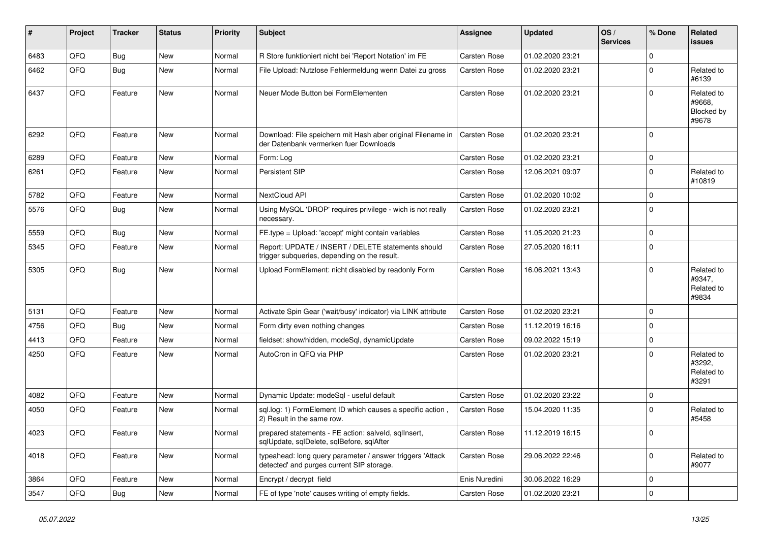| # | Project | Tracker | Status | Priority | Subject | Assignee | Updated | OS / Services | % Done | Related issues |
|---|---|---|---|---|---|---|---|---|---|---|
| 6483 | QFQ | Bug | New | Normal | R Store funktioniert nicht bei 'Report Notation' im FE | Carsten Rose | 01.02.2020 23:21 | | 0 | |
| 6462 | QFQ | Bug | New | Normal | File Upload: Nutzlose Fehlermeldung wenn Datei zu gross | Carsten Rose | 01.02.2020 23:21 | | 0 | Related to #6139 |
| 6437 | QFQ | Feature | New | Normal | Neuer Mode Button bei FormElementen | Carsten Rose | 01.02.2020 23:21 | | 0 | Related to #9668, Blocked by #9678 |
| 6292 | QFQ | Feature | New | Normal | Download: File speichern mit Hash aber original Filename in der Datenbank vermerken fuer Downloads | Carsten Rose | 01.02.2020 23:21 | | 0 | |
| 6289 | QFQ | Feature | New | Normal | Form: Log | Carsten Rose | 01.02.2020 23:21 | | 0 | |
| 6261 | QFQ | Feature | New | Normal | Persistent SIP | Carsten Rose | 12.06.2021 09:07 | | 0 | Related to #10819 |
| 5782 | QFQ | Feature | New | Normal | NextCloud API | Carsten Rose | 01.02.2020 10:02 | | 0 | |
| 5576 | QFQ | Bug | New | Normal | Using MySQL 'DROP' requires privilege - wich is not really necessary. | Carsten Rose | 01.02.2020 23:21 | | 0 | |
| 5559 | QFQ | Bug | New | Normal | FE.type = Upload: 'accept' might contain variables | Carsten Rose | 11.05.2020 21:23 | | 0 | |
| 5345 | QFQ | Feature | New | Normal | Report: UPDATE / INSERT / DELETE statements should trigger subqueries, depending on the result. | Carsten Rose | 27.05.2020 16:11 | | 0 | |
| 5305 | QFQ | Bug | New | Normal | Upload FormElement: nicht disabled by readonly Form | Carsten Rose | 16.06.2021 13:43 | | 0 | Related to #9347, Related to #9834 |
| 5131 | QFQ | Feature | New | Normal | Activate Spin Gear ('wait/busy' indicator) via LINK attribute | Carsten Rose | 01.02.2020 23:21 | | 0 | |
| 4756 | QFQ | Bug | New | Normal | Form dirty even nothing changes | Carsten Rose | 11.12.2019 16:16 | | 0 | |
| 4413 | QFQ | Feature | New | Normal | fieldset: show/hidden, modeSql, dynamicUpdate | Carsten Rose | 09.02.2022 15:19 | | 0 | |
| 4250 | QFQ | Feature | New | Normal | AutoCron in QFQ via PHP | Carsten Rose | 01.02.2020 23:21 | | 0 | Related to #3292, Related to #3291 |
| 4082 | QFQ | Feature | New | Normal | Dynamic Update: modeSql - useful default | Carsten Rose | 01.02.2020 23:22 | | 0 | |
| 4050 | QFQ | Feature | New | Normal | sql.log: 1) FormElement ID which causes a specific action , 2) Result in the same row. | Carsten Rose | 15.04.2020 11:35 | | 0 | Related to #5458 |
| 4023 | QFQ | Feature | New | Normal | prepared statements - FE action: salveId, sqlInsert, sqlUpdate, sqlDelete, sqlBefore, sqlAfter | Carsten Rose | 11.12.2019 16:15 | | 0 | |
| 4018 | QFQ | Feature | New | Normal | typeahead: long query parameter / answer triggers 'Attack detected' and purges current SIP storage. | Carsten Rose | 29.06.2022 22:46 | | 0 | Related to #9077 |
| 3864 | QFQ | Feature | New | Normal | Encrypt / decrypt field | Enis Nuredini | 30.06.2022 16:29 | | 0 | |
| 3547 | QFQ | Bug | New | Normal | FE of type 'note' causes writing of empty fields. | Carsten Rose | 01.02.2020 23:21 | | 0 | |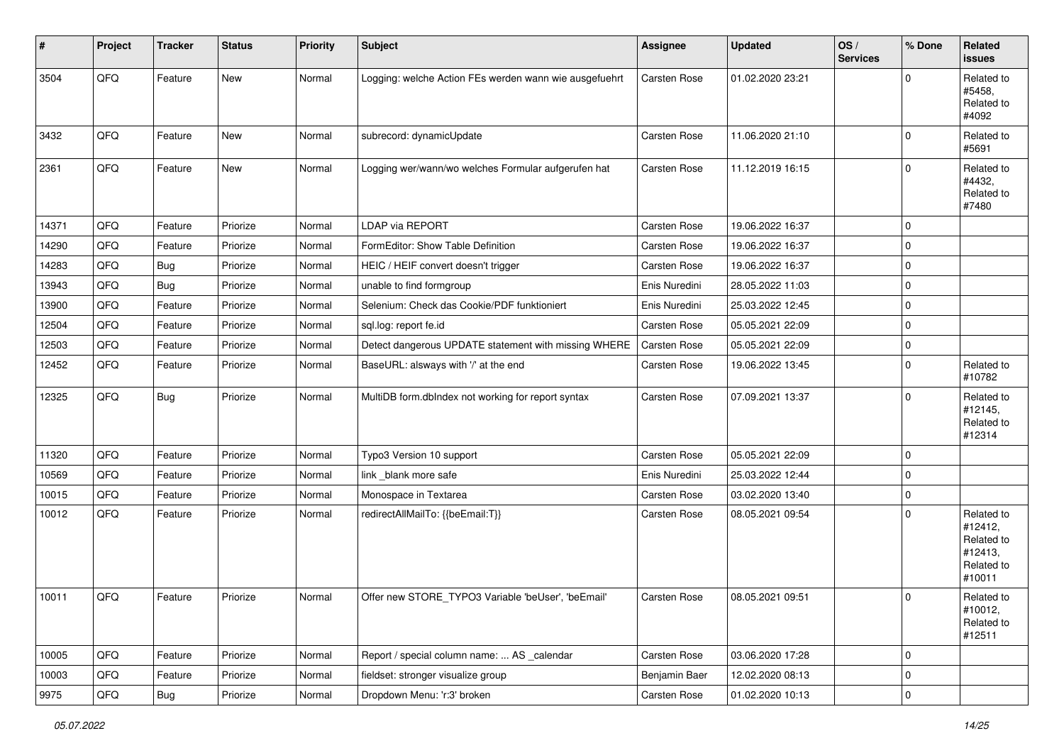| # | Project | Tracker | Status | Priority | Subject | Assignee | Updated | OS / Services | % Done | Related issues |
|---|---|---|---|---|---|---|---|---|---|---|
| 3504 | QFQ | Feature | New | Normal | Logging: welche Action FEs werden wann wie ausgefuehrt | Carsten Rose | 01.02.2020 23:21 | | 0 | Related to #5458, Related to #4092 |
| 3432 | QFQ | Feature | New | Normal | subrecord: dynamicUpdate | Carsten Rose | 11.06.2020 21:10 | | 0 | Related to #5691 |
| 2361 | QFQ | Feature | New | Normal | Logging wer/wann/wo welches Formular aufgerufen hat | Carsten Rose | 11.12.2019 16:15 | | 0 | Related to #4432, Related to #7480 |
| 14371 | QFQ | Feature | Priorize | Normal | LDAP via REPORT | Carsten Rose | 19.06.2022 16:37 | | 0 | |
| 14290 | QFQ | Feature | Priorize | Normal | FormEditor: Show Table Definition | Carsten Rose | 19.06.2022 16:37 | | 0 | |
| 14283 | QFQ | Bug | Priorize | Normal | HEIC / HEIF convert doesn't trigger | Carsten Rose | 19.06.2022 16:37 | | 0 | |
| 13943 | QFQ | Bug | Priorize | Normal | unable to find formgroup | Enis Nuredini | 28.05.2022 11:03 | | 0 | |
| 13900 | QFQ | Feature | Priorize | Normal | Selenium: Check das Cookie/PDF funktioniert | Enis Nuredini | 25.03.2022 12:45 | | 0 | |
| 12504 | QFQ | Feature | Priorize | Normal | sql.log: report fe.id | Carsten Rose | 05.05.2021 22:09 | | 0 | |
| 12503 | QFQ | Feature | Priorize | Normal | Detect dangerous UPDATE statement with missing WHERE | Carsten Rose | 05.05.2021 22:09 | | 0 | |
| 12452 | QFQ | Feature | Priorize | Normal | BaseURL: alsways with '/' at the end | Carsten Rose | 19.06.2022 13:45 | | 0 | Related to #10782 |
| 12325 | QFQ | Bug | Priorize | Normal | MultiDB form.dbIndex not working for report syntax | Carsten Rose | 07.09.2021 13:37 | | 0 | Related to #12145, Related to #12314 |
| 11320 | QFQ | Feature | Priorize | Normal | Typo3 Version 10 support | Carsten Rose | 05.05.2021 22:09 | | 0 | |
| 10569 | QFQ | Feature | Priorize | Normal | link _blank more safe | Enis Nuredini | 25.03.2022 12:44 | | 0 | |
| 10015 | QFQ | Feature | Priorize | Normal | Monospace in Textarea | Carsten Rose | 03.02.2020 13:40 | | 0 | |
| 10012 | QFQ | Feature | Priorize | Normal | redirectAllMailTo: {{beEmail:T}} | Carsten Rose | 08.05.2021 09:54 | | 0 | Related to #12412, Related to #12413, Related to #10011 |
| 10011 | QFQ | Feature | Priorize | Normal | Offer new STORE_TYPO3 Variable 'beUser', 'beEmail' | Carsten Rose | 08.05.2021 09:51 | | 0 | Related to #10012, Related to #12511 |
| 10005 | QFQ | Feature | Priorize | Normal | Report / special column name: ... AS _calendar | Carsten Rose | 03.06.2020 17:28 | | 0 | |
| 10003 | QFQ | Feature | Priorize | Normal | fieldset: stronger visualize group | Benjamin Baer | 12.02.2020 08:13 | | 0 | |
| 9975 | QFQ | Bug | Priorize | Normal | Dropdown Menu: 'r:3' broken | Carsten Rose | 01.02.2020 10:13 | | 0 | |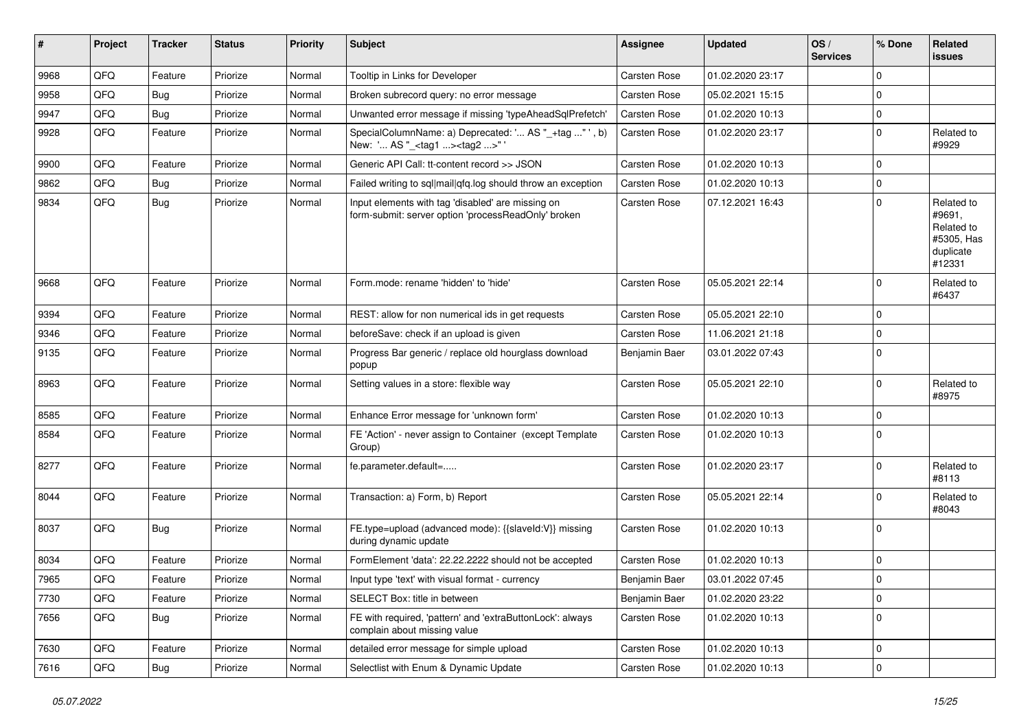| # | Project | Tracker | Status | Priority | Subject | Assignee | Updated | OS / Services | % Done | Related issues |
|---|---|---|---|---|---|---|---|---|---|---|
| 9968 | QFQ | Feature | Priorize | Normal | Tooltip in Links for Developer | Carsten Rose | 01.02.2020 23:17 | | 0 | |
| 9958 | QFQ | Bug | Priorize | Normal | Broken subrecord query: no error message | Carsten Rose | 05.02.2021 15:15 | | 0 | |
| 9947 | QFQ | Bug | Priorize | Normal | Unwanted error message if missing 'typeAheadSqlPrefetch' | Carsten Rose | 01.02.2020 10:13 | | 0 | |
| 9928 | QFQ | Feature | Priorize | Normal | SpecialColumnName: a) Deprecated: '... AS "_+tag ..." ', b) New: '... AS "_<tag1 ...><tag2 ...>" ' | Carsten Rose | 01.02.2020 23:17 | | 0 | Related to #9929 |
| 9900 | QFQ | Feature | Priorize | Normal | Generic API Call: tt-content record >> JSON | Carsten Rose | 01.02.2020 10:13 | | 0 | |
| 9862 | QFQ | Bug | Priorize | Normal | Failed writing to sql\|mail\|qfq.log should throw an exception | Carsten Rose | 01.02.2020 10:13 | | 0 | |
| 9834 | QFQ | Bug | Priorize | Normal | Input elements with tag 'disabled' are missing on form-submit: server option 'processReadOnly' broken | Carsten Rose | 07.12.2021 16:43 | | 0 | Related to #9691, Related to #5305, Has duplicate #12331 |
| 9668 | QFQ | Feature | Priorize | Normal | Form.mode: rename 'hidden' to 'hide' | Carsten Rose | 05.05.2021 22:14 | | 0 | Related to #6437 |
| 9394 | QFQ | Feature | Priorize | Normal | REST: allow for non numerical ids in get requests | Carsten Rose | 05.05.2021 22:10 | | 0 | |
| 9346 | QFQ | Feature | Priorize | Normal | beforeSave: check if an upload is given | Carsten Rose | 11.06.2021 21:18 | | 0 | |
| 9135 | QFQ | Feature | Priorize | Normal | Progress Bar generic / replace old hourglass download popup | Benjamin Baer | 03.01.2022 07:43 | | 0 | |
| 8963 | QFQ | Feature | Priorize | Normal | Setting values in a store: flexible way | Carsten Rose | 05.05.2021 22:10 | | 0 | Related to #8975 |
| 8585 | QFQ | Feature | Priorize | Normal | Enhance Error message for 'unknown form' | Carsten Rose | 01.02.2020 10:13 | | 0 | |
| 8584 | QFQ | Feature | Priorize | Normal | FE 'Action' - never assign to Container (except Template Group) | Carsten Rose | 01.02.2020 10:13 | | 0 | |
| 8277 | QFQ | Feature | Priorize | Normal | fe.parameter.default=..... | Carsten Rose | 01.02.2020 23:17 | | 0 | Related to #8113 |
| 8044 | QFQ | Feature | Priorize | Normal | Transaction: a) Form, b) Report | Carsten Rose | 05.05.2021 22:14 | | 0 | Related to #8043 |
| 8037 | QFQ | Bug | Priorize | Normal | FE.type=upload (advanced mode): {{slaveId:V}} missing during dynamic update | Carsten Rose | 01.02.2020 10:13 | | 0 | |
| 8034 | QFQ | Feature | Priorize | Normal | FormElement 'data': 22.22.2222 should not be accepted | Carsten Rose | 01.02.2020 10:13 | | 0 | |
| 7965 | QFQ | Feature | Priorize | Normal | Input type 'text' with visual format - currency | Benjamin Baer | 03.01.2022 07:45 | | 0 | |
| 7730 | QFQ | Feature | Priorize | Normal | SELECT Box: title in between | Benjamin Baer | 01.02.2020 23:22 | | 0 | |
| 7656 | QFQ | Bug | Priorize | Normal | FE with required, 'pattern' and 'extraButtonLock': always complain about missing value | Carsten Rose | 01.02.2020 10:13 | | 0 | |
| 7630 | QFQ | Feature | Priorize | Normal | detailed error message for simple upload | Carsten Rose | 01.02.2020 10:13 | | 0 | |
| 7616 | QFQ | Bug | Priorize | Normal | Selectlist with Enum & Dynamic Update | Carsten Rose | 01.02.2020 10:13 | | 0 | |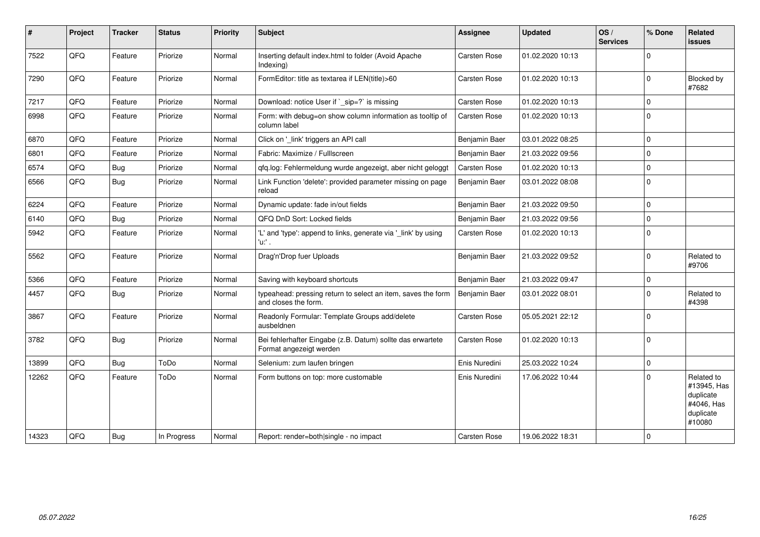| # | Project | Tracker | Status | Priority | Subject | Assignee | Updated | OS / Services | % Done | Related issues |
|---|---|---|---|---|---|---|---|---|---|---|
| 7522 | QFQ | Feature | Priorize | Normal | Inserting default index.html to folder (Avoid Apache Indexing) | Carsten Rose | 01.02.2020 10:13 | | 0 | |
| 7290 | QFQ | Feature | Priorize | Normal | FormEditor: title as textarea if LEN(title)>60 | Carsten Rose | 01.02.2020 10:13 | | 0 | Blocked by #7682 |
| 7217 | QFQ | Feature | Priorize | Normal | Download: notice User if `_sip=?` is missing | Carsten Rose | 01.02.2020 10:13 | | 0 | |
| 6998 | QFQ | Feature | Priorize | Normal | Form: with debug=on show column information as tooltip of column label | Carsten Rose | 01.02.2020 10:13 | | 0 | |
| 6870 | QFQ | Feature | Priorize | Normal | Click on '_link' triggers an API call | Benjamin Baer | 03.01.2022 08:25 | | 0 | |
| 6801 | QFQ | Feature | Priorize | Normal | Fabric: Maximize / Fulllscreen | Benjamin Baer | 21.03.2022 09:56 | | 0 | |
| 6574 | QFQ | Bug | Priorize | Normal | qfq.log: Fehlermeldung wurde angezeigt, aber nicht geloggt | Carsten Rose | 01.02.2020 10:13 | | 0 | |
| 6566 | QFQ | Bug | Priorize | Normal | Link Function 'delete': provided parameter missing on page reload | Benjamin Baer | 03.01.2022 08:08 | | 0 | |
| 6224 | QFQ | Feature | Priorize | Normal | Dynamic update: fade in/out fields | Benjamin Baer | 21.03.2022 09:50 | | 0 | |
| 6140 | QFQ | Bug | Priorize | Normal | QFQ DnD Sort: Locked fields | Benjamin Baer | 21.03.2022 09:56 | | 0 | |
| 5942 | QFQ | Feature | Priorize | Normal | 'L' and 'type': append to links, generate via '_link' by using 'u:' . | Carsten Rose | 01.02.2020 10:13 | | 0 | |
| 5562 | QFQ | Feature | Priorize | Normal | Drag'n'Drop fuer Uploads | Benjamin Baer | 21.03.2022 09:52 | | 0 | Related to #9706 |
| 5366 | QFQ | Feature | Priorize | Normal | Saving with keyboard shortcuts | Benjamin Baer | 21.03.2022 09:47 | | 0 | |
| 4457 | QFQ | Bug | Priorize | Normal | typeahead: pressing return to select an item, saves the form and closes the form. | Benjamin Baer | 03.01.2022 08:01 | | 0 | Related to #4398 |
| 3867 | QFQ | Feature | Priorize | Normal | Readonly Formular: Template Groups add/delete ausbeldnen | Carsten Rose | 05.05.2021 22:12 | | 0 | |
| 3782 | QFQ | Bug | Priorize | Normal | Bei fehlerhafter Eingabe (z.B. Datum) sollte das erwartete Format angezeigt werden | Carsten Rose | 01.02.2020 10:13 | | 0 | |
| 13899 | QFQ | Bug | ToDo | Normal | Selenium: zum laufen bringen | Enis Nuredini | 25.03.2022 10:24 | | 0 | |
| 12262 | QFQ | Feature | ToDo | Normal | Form buttons on top: more customable | Enis Nuredini | 17.06.2022 10:44 | | 0 | Related to #13945, Has duplicate #4046, Has duplicate #10080 |
| 14323 | QFQ | Bug | In Progress | Normal | Report: render=both\|single - no impact | Carsten Rose | 19.06.2022 18:31 | | 0 | |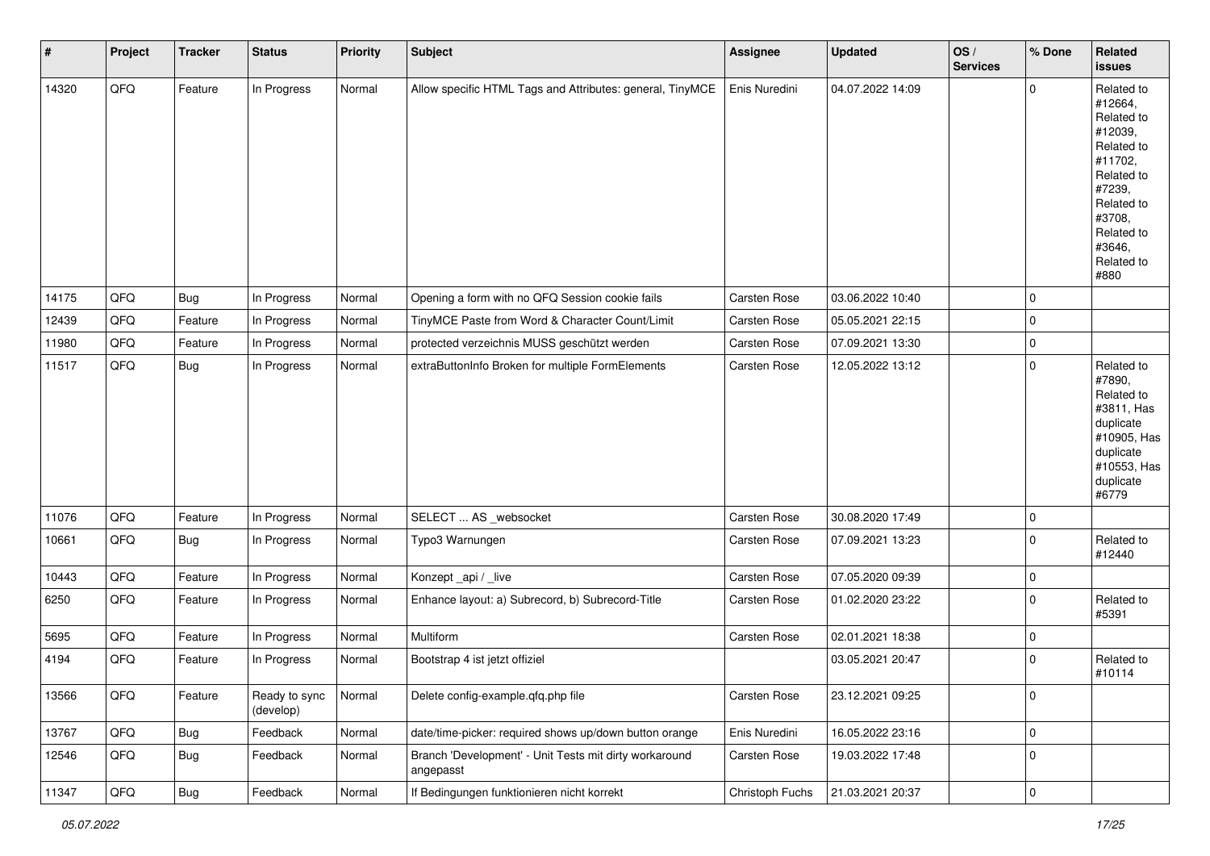| # | Project | Tracker | Status | Priority | Subject | Assignee | Updated | OS / Services | % Done | Related issues |
|---|---|---|---|---|---|---|---|---|---|---|
| 14320 | QFQ | Feature | In Progress | Normal | Allow specific HTML Tags and Attributes: general, TinyMCE | Enis Nuredini | 04.07.2022 14:09 | | 0 | Related to #12664, Related to #12039, Related to #11702, Related to #7239, Related to #3708, Related to #3646, Related to #880 |
| 14175 | QFQ | Bug | In Progress | Normal | Opening a form with no QFQ Session cookie fails | Carsten Rose | 03.06.2022 10:40 | | 0 | |
| 12439 | QFQ | Feature | In Progress | Normal | TinyMCE Paste from Word & Character Count/Limit | Carsten Rose | 05.05.2021 22:15 | | 0 | |
| 11980 | QFQ | Feature | In Progress | Normal | protected verzeichnis MUSS geschützt werden | Carsten Rose | 07.09.2021 13:30 | | 0 | |
| 11517 | QFQ | Bug | In Progress | Normal | extraButtonInfo Broken for multiple FormElements | Carsten Rose | 12.05.2022 13:12 | | 0 | Related to #7890, Related to #3811, Has duplicate #10905, Has duplicate #10553, Has duplicate #6779 |
| 11076 | QFQ | Feature | In Progress | Normal | SELECT ... AS _websocket | Carsten Rose | 30.08.2020 17:49 | | 0 | |
| 10661 | QFQ | Bug | In Progress | Normal | Typo3 Warnungen | Carsten Rose | 07.09.2021 13:23 | | 0 | Related to #12440 |
| 10443 | QFQ | Feature | In Progress | Normal | Konzept _api / _live | Carsten Rose | 07.05.2020 09:39 | | 0 | |
| 6250 | QFQ | Feature | In Progress | Normal | Enhance layout: a) Subrecord, b) Subrecord-Title | Carsten Rose | 01.02.2020 23:22 | | 0 | Related to #5391 |
| 5695 | QFQ | Feature | In Progress | Normal | Multiform | Carsten Rose | 02.01.2021 18:38 | | 0 | |
| 4194 | QFQ | Feature | In Progress | Normal | Bootstrap 4 ist jetzt offiziel | | 03.05.2021 20:47 | | 0 | Related to #10114 |
| 13566 | QFQ | Feature | Ready to sync (develop) | Normal | Delete config-example.qfq.php file | Carsten Rose | 23.12.2021 09:25 | | 0 | |
| 13767 | QFQ | Bug | Feedback | Normal | date/time-picker: required shows up/down button orange | Enis Nuredini | 16.05.2022 23:16 | | 0 | |
| 12546 | QFQ | Bug | Feedback | Normal | Branch 'Development' - Unit Tests mit dirty workaround angepasst | Carsten Rose | 19.03.2022 17:48 | | 0 | |
| 11347 | QFQ | Bug | Feedback | Normal | If Bedingungen funktionieren nicht korrekt | Christoph Fuchs | 21.03.2021 20:37 | | 0 | |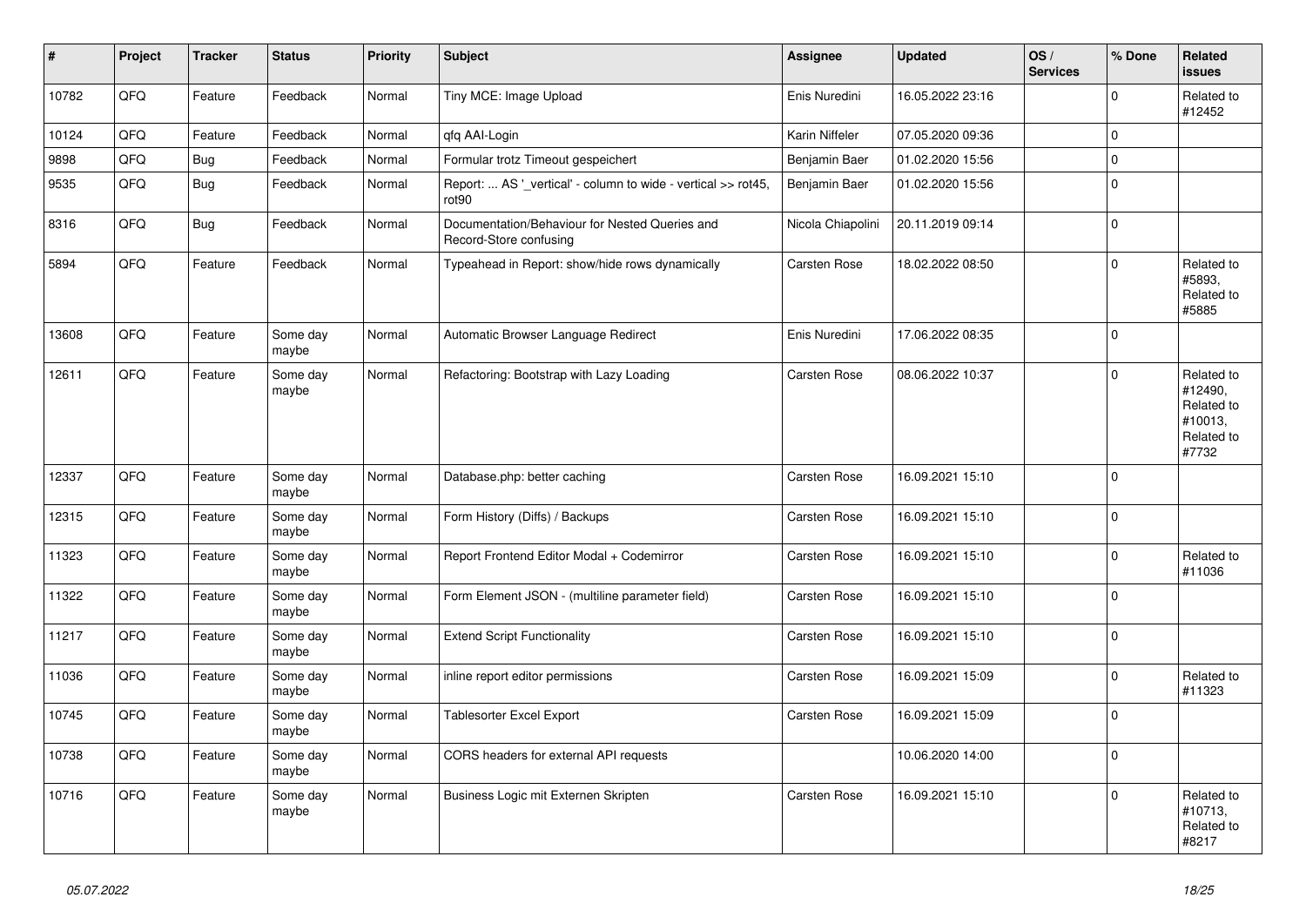| # | Project | Tracker | Status | Priority | Subject | Assignee | Updated | OS / Services | % Done | Related issues |
|---|---|---|---|---|---|---|---|---|---|---|
| 10782 | QFQ | Feature | Feedback | Normal | Tiny MCE: Image Upload | Enis Nuredini | 16.05.2022 23:16 | | 0 | Related to #12452 |
| 10124 | QFQ | Feature | Feedback | Normal | qfq AAI-Login | Karin Niffeler | 07.05.2020 09:36 | | 0 | |
| 9898 | QFQ | Bug | Feedback | Normal | Formular trotz Timeout gespeichert | Benjamin Baer | 01.02.2020 15:56 | | 0 | |
| 9535 | QFQ | Bug | Feedback | Normal | Report: ... AS '_vertical' - column to wide - vertical >> rot45, rot90 | Benjamin Baer | 01.02.2020 15:56 | | 0 | |
| 8316 | QFQ | Bug | Feedback | Normal | Documentation/Behaviour for Nested Queries and Record-Store confusing | Nicola Chiapolini | 20.11.2019 09:14 | | 0 | |
| 5894 | QFQ | Feature | Feedback | Normal | Typeahead in Report: show/hide rows dynamically | Carsten Rose | 18.02.2022 08:50 | | 0 | Related to #5893, Related to #5885 |
| 13608 | QFQ | Feature | Some day maybe | Normal | Automatic Browser Language Redirect | Enis Nuredini | 17.06.2022 08:35 | | 0 | |
| 12611 | QFQ | Feature | Some day maybe | Normal | Refactoring: Bootstrap with Lazy Loading | Carsten Rose | 08.06.2022 10:37 | | 0 | Related to #12490, Related to #10013, Related to #7732 |
| 12337 | QFQ | Feature | Some day maybe | Normal | Database.php: better caching | Carsten Rose | 16.09.2021 15:10 | | 0 | |
| 12315 | QFQ | Feature | Some day maybe | Normal | Form History (Diffs) / Backups | Carsten Rose | 16.09.2021 15:10 | | 0 | |
| 11323 | QFQ | Feature | Some day maybe | Normal | Report Frontend Editor Modal + Codemirror | Carsten Rose | 16.09.2021 15:10 | | 0 | Related to #11036 |
| 11322 | QFQ | Feature | Some day maybe | Normal | Form Element JSON - (multiline parameter field) | Carsten Rose | 16.09.2021 15:10 | | 0 | |
| 11217 | QFQ | Feature | Some day maybe | Normal | Extend Script Functionality | Carsten Rose | 16.09.2021 15:10 | | 0 | |
| 11036 | QFQ | Feature | Some day maybe | Normal | inline report editor permissions | Carsten Rose | 16.09.2021 15:09 | | 0 | Related to #11323 |
| 10745 | QFQ | Feature | Some day maybe | Normal | Tablesorter Excel Export | Carsten Rose | 16.09.2021 15:09 | | 0 | |
| 10738 | QFQ | Feature | Some day maybe | Normal | CORS headers for external API requests | | 10.06.2020 14:00 | | 0 | |
| 10716 | QFQ | Feature | Some day maybe | Normal | Business Logic mit Externen Skripten | Carsten Rose | 16.09.2021 15:10 | | 0 | Related to #10713, Related to #8217 |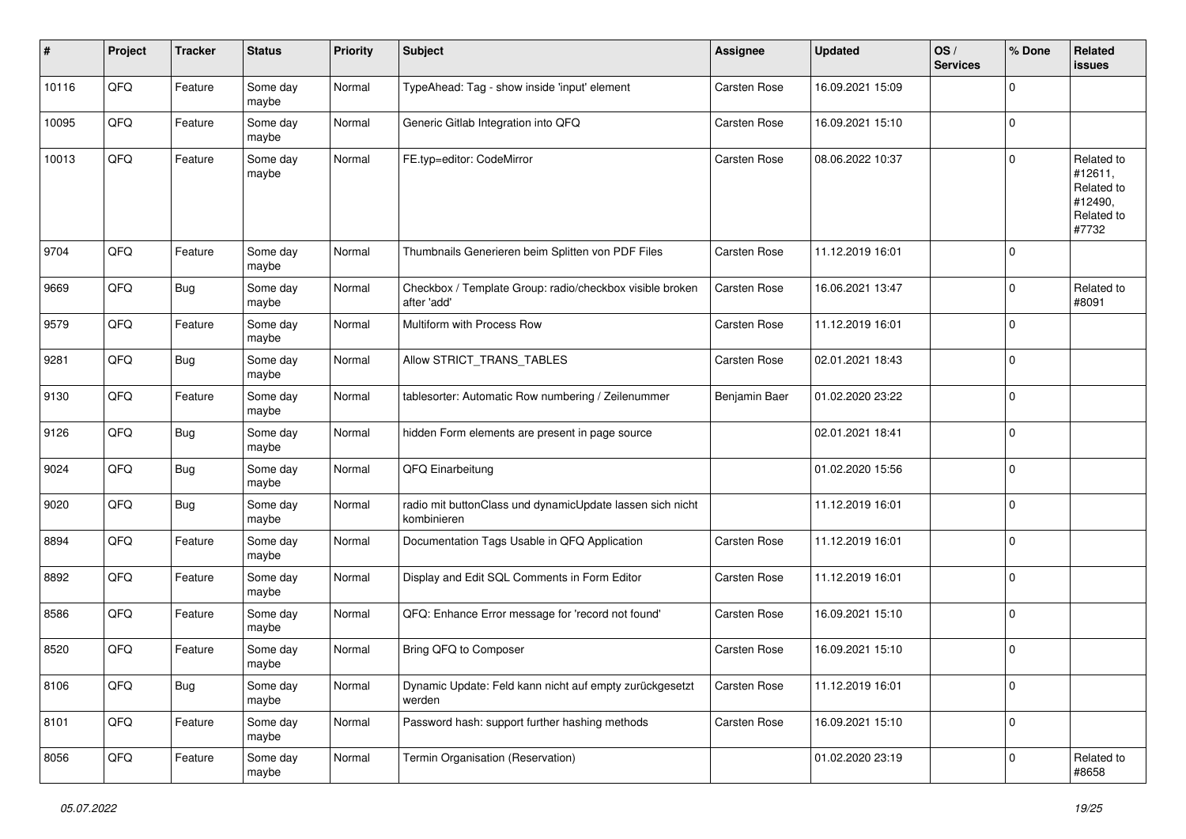| # | Project | Tracker | Status | Priority | Subject | Assignee | Updated | OS / Services | % Done | Related issues |
|---|---|---|---|---|---|---|---|---|---|---|
| 10116 | QFQ | Feature | Some day maybe | Normal | TypeAhead: Tag - show inside 'input' element | Carsten Rose | 16.09.2021 15:09 | | 0 | |
| 10095 | QFQ | Feature | Some day maybe | Normal | Generic Gitlab Integration into QFQ | Carsten Rose | 16.09.2021 15:10 | | 0 | |
| 10013 | QFQ | Feature | Some day maybe | Normal | FE.typ=editor: CodeMirror | Carsten Rose | 08.06.2022 10:37 | | 0 | Related to #12611, Related to #12490, Related to #7732 |
| 9704 | QFQ | Feature | Some day maybe | Normal | Thumbnails Generieren beim Splitten von PDF Files | Carsten Rose | 11.12.2019 16:01 | | 0 | |
| 9669 | QFQ | Bug | Some day maybe | Normal | Checkbox / Template Group: radio/checkbox visible broken after 'add' | Carsten Rose | 16.06.2021 13:47 | | 0 | Related to #8091 |
| 9579 | QFQ | Feature | Some day maybe | Normal | Multiform with Process Row | Carsten Rose | 11.12.2019 16:01 | | 0 | |
| 9281 | QFQ | Bug | Some day maybe | Normal | Allow STRICT_TRANS_TABLES | Carsten Rose | 02.01.2021 18:43 | | 0 | |
| 9130 | QFQ | Feature | Some day maybe | Normal | tablesorter: Automatic Row numbering / Zeilenummer | Benjamin Baer | 01.02.2020 23:22 | | 0 | |
| 9126 | QFQ | Bug | Some day maybe | Normal | hidden Form elements are present in page source | | 02.01.2021 18:41 | | 0 | |
| 9024 | QFQ | Bug | Some day maybe | Normal | QFQ Einarbeitung | | 01.02.2020 15:56 | | 0 | |
| 9020 | QFQ | Bug | Some day maybe | Normal | radio mit buttonClass und dynamicUpdate lassen sich nicht kombinieren | | 11.12.2019 16:01 | | 0 | |
| 8894 | QFQ | Feature | Some day maybe | Normal | Documentation Tags Usable in QFQ Application | Carsten Rose | 11.12.2019 16:01 | | 0 | |
| 8892 | QFQ | Feature | Some day maybe | Normal | Display and Edit SQL Comments in Form Editor | Carsten Rose | 11.12.2019 16:01 | | 0 | |
| 8586 | QFQ | Feature | Some day maybe | Normal | QFQ: Enhance Error message for 'record not found' | Carsten Rose | 16.09.2021 15:10 | | 0 | |
| 8520 | QFQ | Feature | Some day maybe | Normal | Bring QFQ to Composer | Carsten Rose | 16.09.2021 15:10 | | 0 | |
| 8106 | QFQ | Bug | Some day maybe | Normal | Dynamic Update: Feld kann nicht auf empty zurückgesetzt werden | Carsten Rose | 11.12.2019 16:01 | | 0 | |
| 8101 | QFQ | Feature | Some day maybe | Normal | Password hash: support further hashing methods | Carsten Rose | 16.09.2021 15:10 | | 0 | |
| 8056 | QFQ | Feature | Some day maybe | Normal | Termin Organisation (Reservation) | | 01.02.2020 23:19 | | 0 | Related to #8658 |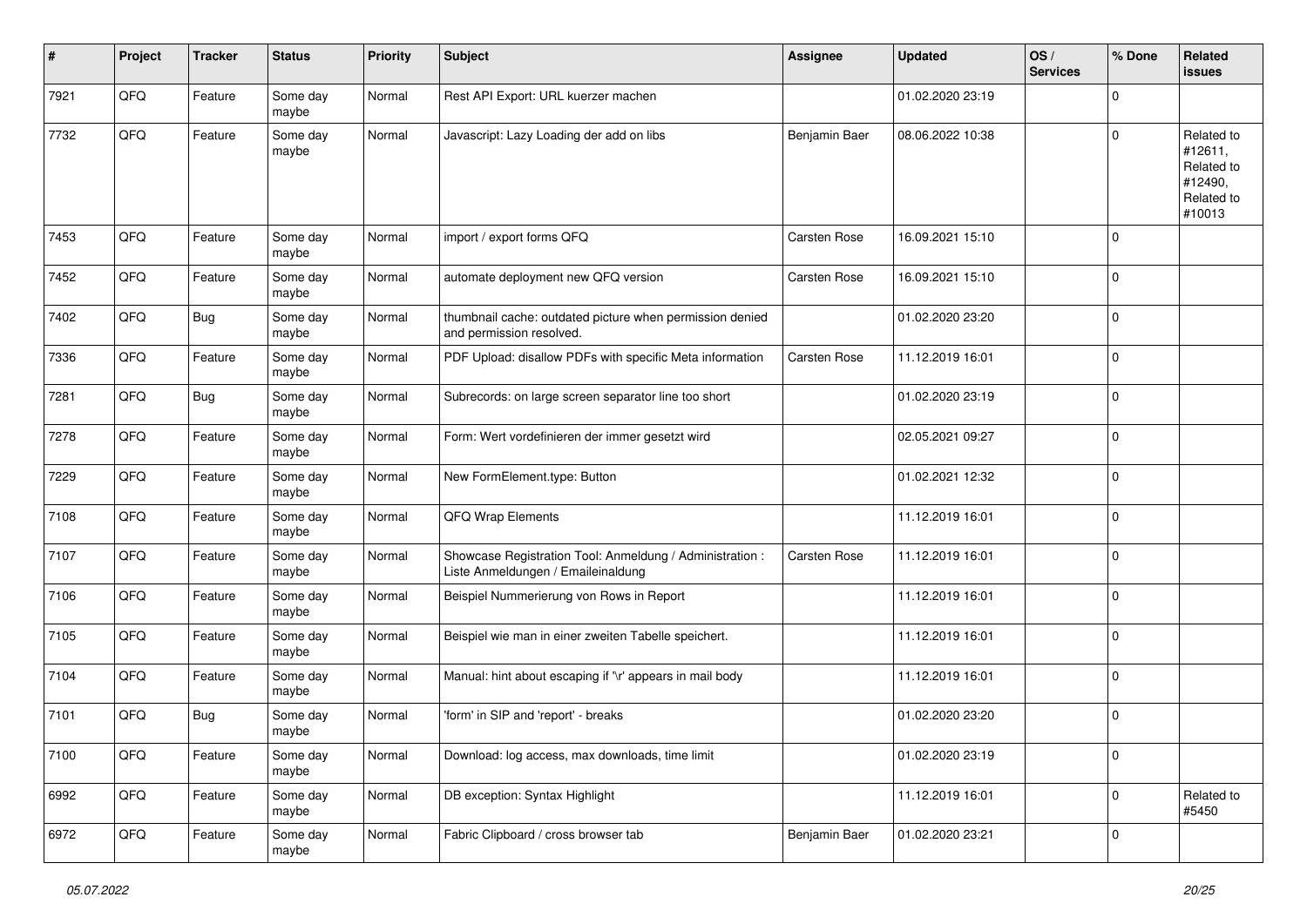| # | Project | Tracker | Status | Priority | Subject | Assignee | Updated | OS / Services | % Done | Related issues |
|---|---|---|---|---|---|---|---|---|---|---|
| 7921 | QFQ | Feature | Some day maybe | Normal | Rest API Export: URL kuerzer machen | | 01.02.2020 23:19 | | 0 | |
| 7732 | QFQ | Feature | Some day maybe | Normal | Javascript: Lazy Loading der add on libs | Benjamin Baer | 08.06.2022 10:38 | | 0 | Related to #12611, Related to #12490, Related to #10013 |
| 7453 | QFQ | Feature | Some day maybe | Normal | import / export forms QFQ | Carsten Rose | 16.09.2021 15:10 | | 0 | |
| 7452 | QFQ | Feature | Some day maybe | Normal | automate deployment new QFQ version | Carsten Rose | 16.09.2021 15:10 | | 0 | |
| 7402 | QFQ | Bug | Some day maybe | Normal | thumbnail cache: outdated picture when permission denied and permission resolved. | | 01.02.2020 23:20 | | 0 | |
| 7336 | QFQ | Feature | Some day maybe | Normal | PDF Upload: disallow PDFs with specific Meta information | Carsten Rose | 11.12.2019 16:01 | | 0 | |
| 7281 | QFQ | Bug | Some day maybe | Normal | Subrecords: on large screen separator line too short | | 01.02.2020 23:19 | | 0 | |
| 7278 | QFQ | Feature | Some day maybe | Normal | Form: Wert vordefinieren der immer gesetzt wird | | 02.05.2021 09:27 | | 0 | |
| 7229 | QFQ | Feature | Some day maybe | Normal | New FormElement.type: Button | | 01.02.2021 12:32 | | 0 | |
| 7108 | QFQ | Feature | Some day maybe | Normal | QFQ Wrap Elements | | 11.12.2019 16:01 | | 0 | |
| 7107 | QFQ | Feature | Some day maybe | Normal | Showcase Registration Tool: Anmeldung / Administration : Liste Anmeldungen / Emaileinaldung | Carsten Rose | 11.12.2019 16:01 | | 0 | |
| 7106 | QFQ | Feature | Some day maybe | Normal | Beispiel Nummerierung von Rows in Report | | 11.12.2019 16:01 | | 0 | |
| 7105 | QFQ | Feature | Some day maybe | Normal | Beispiel wie man in einer zweiten Tabelle speichert. | | 11.12.2019 16:01 | | 0 | |
| 7104 | QFQ | Feature | Some day maybe | Normal | Manual: hint about escaping if '\r' appears in mail body | | 11.12.2019 16:01 | | 0 | |
| 7101 | QFQ | Bug | Some day maybe | Normal | 'form' in SIP and 'report' - breaks | | 01.02.2020 23:20 | | 0 | |
| 7100 | QFQ | Feature | Some day maybe | Normal | Download: log access, max downloads, time limit | | 01.02.2020 23:19 | | 0 | |
| 6992 | QFQ | Feature | Some day maybe | Normal | DB exception: Syntax Highlight | | 11.12.2019 16:01 | | 0 | Related to #5450 |
| 6972 | QFQ | Feature | Some day maybe | Normal | Fabric Clipboard / cross browser tab | Benjamin Baer | 01.02.2020 23:21 | | 0 | |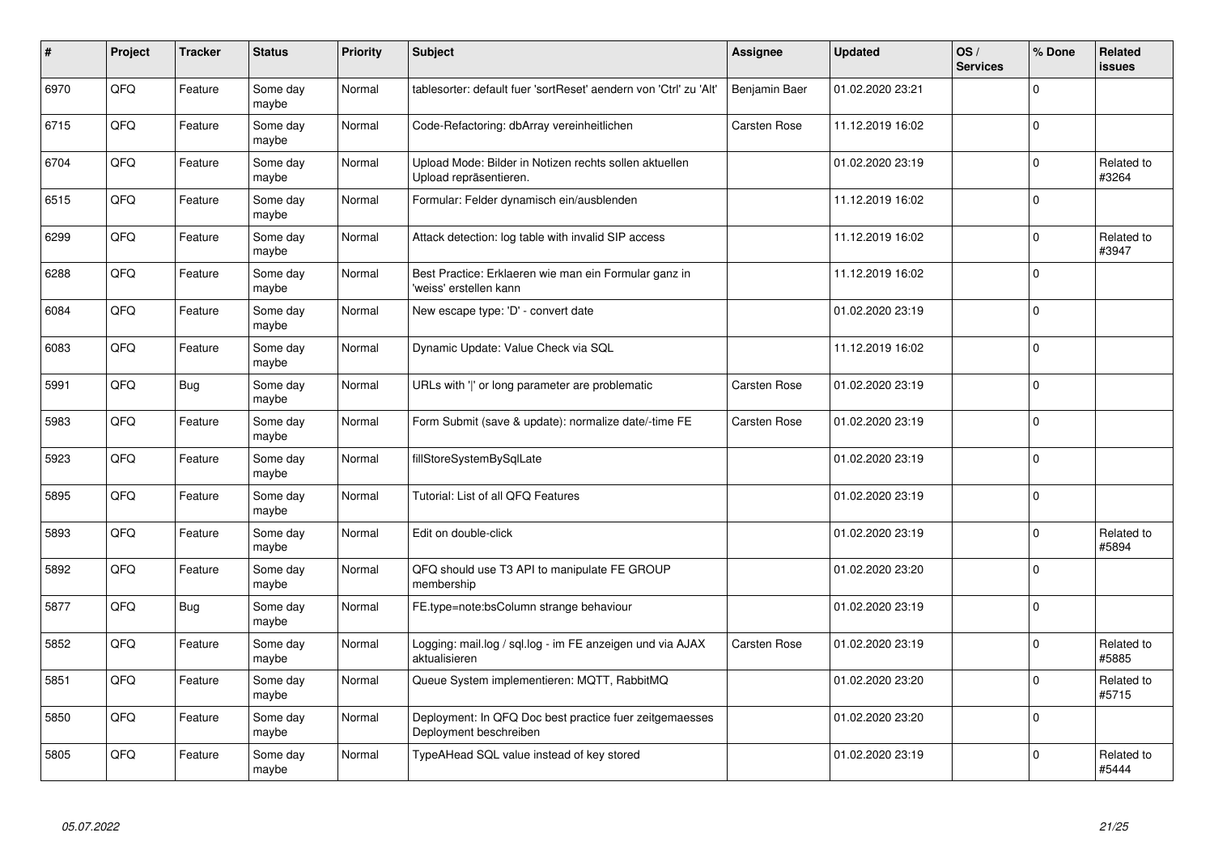| # | Project | Tracker | Status | Priority | Subject | Assignee | Updated | OS / Services | % Done | Related issues |
|---|---|---|---|---|---|---|---|---|---|---|
| 6970 | QFQ | Feature | Some day maybe | Normal | tablesorter: default fuer 'sortReset' aendern von 'Ctrl' zu 'Alt' | Benjamin Baer | 01.02.2020 23:21 | | 0 | |
| 6715 | QFQ | Feature | Some day maybe | Normal | Code-Refactoring: dbArray vereinheitlichen | Carsten Rose | 11.12.2019 16:02 | | 0 | |
| 6704 | QFQ | Feature | Some day maybe | Normal | Upload Mode: Bilder in Notizen rechts sollen aktuellen Upload repräsentieren. | | 01.02.2020 23:19 | | 0 | Related to #3264 |
| 6515 | QFQ | Feature | Some day maybe | Normal | Formular: Felder dynamisch ein/ausblenden | | 11.12.2019 16:02 | | 0 | |
| 6299 | QFQ | Feature | Some day maybe | Normal | Attack detection: log table with invalid SIP access | | 11.12.2019 16:02 | | 0 | Related to #3947 |
| 6288 | QFQ | Feature | Some day maybe | Normal | Best Practice: Erklaeren wie man ein Formular ganz in 'weiss' erstellen kann | | 11.12.2019 16:02 | | 0 | |
| 6084 | QFQ | Feature | Some day maybe | Normal | New escape type: 'D' - convert date | | 01.02.2020 23:19 | | 0 | |
| 6083 | QFQ | Feature | Some day maybe | Normal | Dynamic Update: Value Check via SQL | | 11.12.2019 16:02 | | 0 | |
| 5991 | QFQ | Bug | Some day maybe | Normal | URLs with '\|' or long parameter are problematic | Carsten Rose | 01.02.2020 23:19 | | 0 | |
| 5983 | QFQ | Feature | Some day maybe | Normal | Form Submit (save & update): normalize date/-time FE | Carsten Rose | 01.02.2020 23:19 | | 0 | |
| 5923 | QFQ | Feature | Some day maybe | Normal | fillStoreSystemBySqlLate | | 01.02.2020 23:19 | | 0 | |
| 5895 | QFQ | Feature | Some day maybe | Normal | Tutorial: List of all QFQ Features | | 01.02.2020 23:19 | | 0 | |
| 5893 | QFQ | Feature | Some day maybe | Normal | Edit on double-click | | 01.02.2020 23:19 | | 0 | Related to #5894 |
| 5892 | QFQ | Feature | Some day maybe | Normal | QFQ should use T3 API to manipulate FE GROUP membership | | 01.02.2020 23:20 | | 0 | |
| 5877 | QFQ | Bug | Some day maybe | Normal | FE.type=note:bsColumn strange behaviour | | 01.02.2020 23:19 | | 0 | |
| 5852 | QFQ | Feature | Some day maybe | Normal | Logging: mail.log / sql.log - im FE anzeigen und via AJAX aktualisieren | Carsten Rose | 01.02.2020 23:19 | | 0 | Related to #5885 |
| 5851 | QFQ | Feature | Some day maybe | Normal | Queue System implementieren: MQTT, RabbitMQ | | 01.02.2020 23:20 | | 0 | Related to #5715 |
| 5850 | QFQ | Feature | Some day maybe | Normal | Deployment: In QFQ Doc best practice fuer zeitgemaesses Deployment beschreiben | | 01.02.2020 23:20 | | 0 | |
| 5805 | QFQ | Feature | Some day maybe | Normal | TypeAHead SQL value instead of key stored | | 01.02.2020 23:19 | | 0 | Related to #5444 |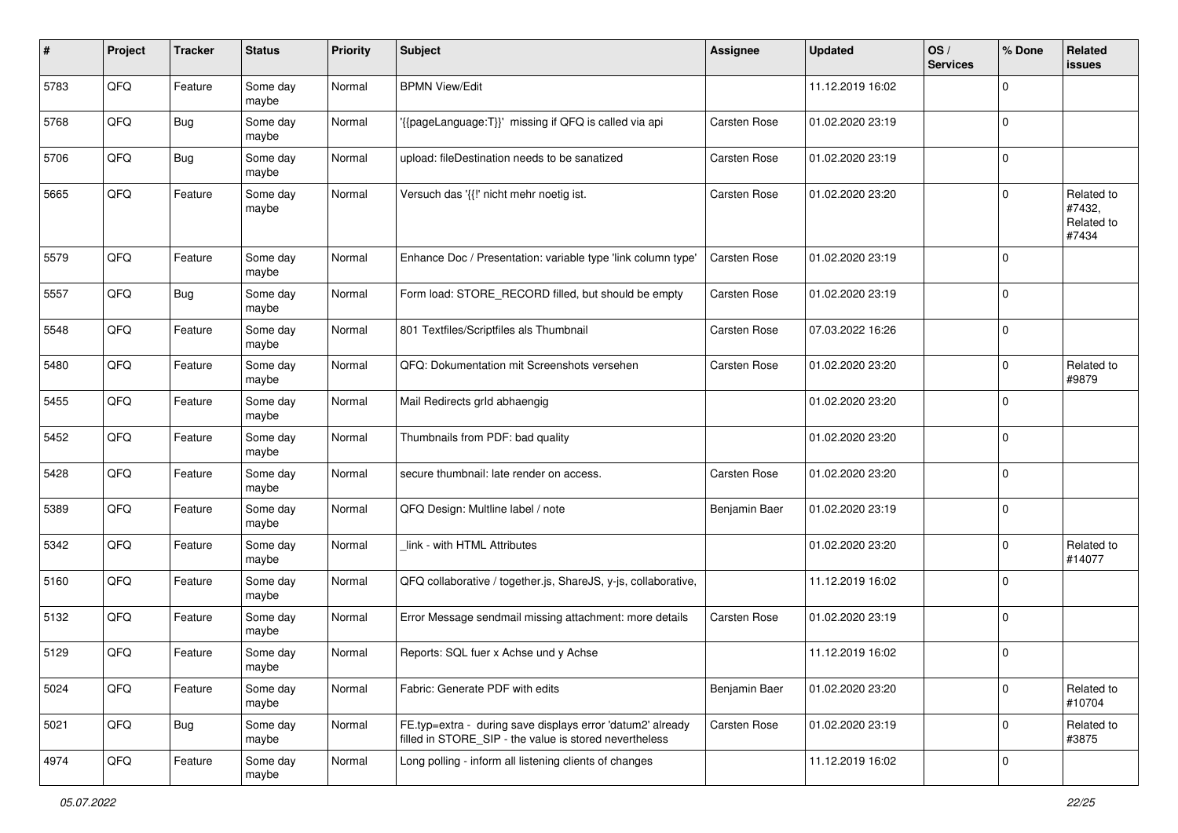| # | Project | Tracker | Status | Priority | Subject | Assignee | Updated | OS / Services | % Done | Related issues |
|---|---|---|---|---|---|---|---|---|---|---|
| 5783 | QFQ | Feature | Some day maybe | Normal | BPMN View/Edit | | 11.12.2019 16:02 | | 0 | |
| 5768 | QFQ | Bug | Some day maybe | Normal | '{{pageLanguage:T}}' missing if QFQ is called via api | Carsten Rose | 01.02.2020 23:19 | | 0 | |
| 5706 | QFQ | Bug | Some day maybe | Normal | upload: fileDestination needs to be sanatized | Carsten Rose | 01.02.2020 23:19 | | 0 | |
| 5665 | QFQ | Feature | Some day maybe | Normal | Versuch das '{{!' nicht mehr noetig ist. | Carsten Rose | 01.02.2020 23:20 | | 0 | Related to #7432, Related to #7434 |
| 5579 | QFQ | Feature | Some day maybe | Normal | Enhance Doc / Presentation: variable type 'link column type' | Carsten Rose | 01.02.2020 23:19 | | 0 | |
| 5557 | QFQ | Bug | Some day maybe | Normal | Form load: STORE_RECORD filled, but should be empty | Carsten Rose | 01.02.2020 23:19 | | 0 | |
| 5548 | QFQ | Feature | Some day maybe | Normal | 801 Textfiles/Scriptfiles als Thumbnail | Carsten Rose | 07.03.2022 16:26 | | 0 | |
| 5480 | QFQ | Feature | Some day maybe | Normal | QFQ: Dokumentation mit Screenshots versehen | Carsten Rose | 01.02.2020 23:20 | | 0 | Related to #9879 |
| 5455 | QFQ | Feature | Some day maybe | Normal | Mail Redirects grld abhaengig | | 01.02.2020 23:20 | | 0 | |
| 5452 | QFQ | Feature | Some day maybe | Normal | Thumbnails from PDF: bad quality | | 01.02.2020 23:20 | | 0 | |
| 5428 | QFQ | Feature | Some day maybe | Normal | secure thumbnail: late render on access. | Carsten Rose | 01.02.2020 23:20 | | 0 | |
| 5389 | QFQ | Feature | Some day maybe | Normal | QFQ Design: Multline label / note | Benjamin Baer | 01.02.2020 23:19 | | 0 | |
| 5342 | QFQ | Feature | Some day maybe | Normal | _link - with HTML Attributes | | 01.02.2020 23:20 | | 0 | Related to #14077 |
| 5160 | QFQ | Feature | Some day maybe | Normal | QFQ collaborative / together.js, ShareJS, y-js, collaborative, | | 11.12.2019 16:02 | | 0 | |
| 5132 | QFQ | Feature | Some day maybe | Normal | Error Message sendmail missing attachment: more details | Carsten Rose | 01.02.2020 23:19 | | 0 | |
| 5129 | QFQ | Feature | Some day maybe | Normal | Reports: SQL fuer x Achse und y Achse | | 11.12.2019 16:02 | | 0 | |
| 5024 | QFQ | Feature | Some day maybe | Normal | Fabric: Generate PDF with edits | Benjamin Baer | 01.02.2020 23:20 | | 0 | Related to #10704 |
| 5021 | QFQ | Bug | Some day maybe | Normal | FE.typ=extra - during save displays error 'datum2' already filled in STORE_SIP - the value is stored nevertheless | Carsten Rose | 01.02.2020 23:19 | | 0 | Related to #3875 |
| 4974 | QFQ | Feature | Some day maybe | Normal | Long polling - inform all listening clients of changes | | 11.12.2019 16:02 | | 0 | |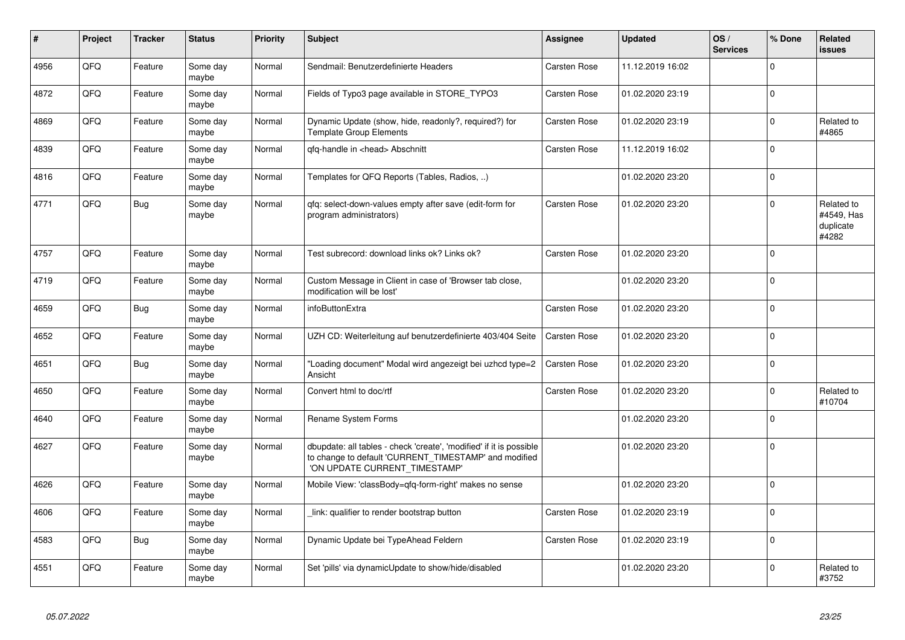| # | Project | Tracker | Status | Priority | Subject | Assignee | Updated | OS / Services | % Done | Related issues |
|---|---|---|---|---|---|---|---|---|---|---|
| 4956 | QFQ | Feature | Some day maybe | Normal | Sendmail: Benutzerdefinierte Headers | Carsten Rose | 11.12.2019 16:02 | | 0 | |
| 4872 | QFQ | Feature | Some day maybe | Normal | Fields of Typo3 page available in STORE_TYPO3 | Carsten Rose | 01.02.2020 23:19 | | 0 | |
| 4869 | QFQ | Feature | Some day maybe | Normal | Dynamic Update (show, hide, readonly?, required?) for Template Group Elements | Carsten Rose | 01.02.2020 23:19 | | 0 | Related to #4865 |
| 4839 | QFQ | Feature | Some day maybe | Normal | qfq-handle in <head> Abschnitt | Carsten Rose | 11.12.2019 16:02 | | 0 | |
| 4816 | QFQ | Feature | Some day maybe | Normal | Templates for QFQ Reports (Tables, Radios, ..) | | 01.02.2020 23:20 | | 0 | |
| 4771 | QFQ | Bug | Some day maybe | Normal | qfq: select-down-values empty after save (edit-form for program administrators) | Carsten Rose | 01.02.2020 23:20 | | 0 | Related to #4549, Has duplicate #4282 |
| 4757 | QFQ | Feature | Some day maybe | Normal | Test subrecord: download links ok? Links ok? | Carsten Rose | 01.02.2020 23:20 | | 0 | |
| 4719 | QFQ | Feature | Some day maybe | Normal | Custom Message in Client in case of 'Browser tab close, modification will be lost' | | 01.02.2020 23:20 | | 0 | |
| 4659 | QFQ | Bug | Some day maybe | Normal | infoButtonExtra | Carsten Rose | 01.02.2020 23:20 | | 0 | |
| 4652 | QFQ | Feature | Some day maybe | Normal | UZH CD: Weiterleitung auf benutzerdefinierte 403/404 Seite | Carsten Rose | 01.02.2020 23:20 | | 0 | |
| 4651 | QFQ | Bug | Some day maybe | Normal | "Loading document" Modal wird angezeigt bei uzhcd type=2 Ansicht | Carsten Rose | 01.02.2020 23:20 | | 0 | |
| 4650 | QFQ | Feature | Some day maybe | Normal | Convert html to doc/rtf | Carsten Rose | 01.02.2020 23:20 | | 0 | Related to #10704 |
| 4640 | QFQ | Feature | Some day maybe | Normal | Rename System Forms | | 01.02.2020 23:20 | | 0 | |
| 4627 | QFQ | Feature | Some day maybe | Normal | dbupdate: all tables - check 'create', 'modified' if it is possible to change to default 'CURRENT_TIMESTAMP' and modified 'ON UPDATE CURRENT_TIMESTAMP' | | 01.02.2020 23:20 | | 0 | |
| 4626 | QFQ | Feature | Some day maybe | Normal | Mobile View: 'classBody=qfq-form-right' makes no sense | | 01.02.2020 23:20 | | 0 | |
| 4606 | QFQ | Feature | Some day maybe | Normal | _link: qualifier to render bootstrap button | Carsten Rose | 01.02.2020 23:19 | | 0 | |
| 4583 | QFQ | Bug | Some day maybe | Normal | Dynamic Update bei TypeAhead Feldern | Carsten Rose | 01.02.2020 23:19 | | 0 | |
| 4551 | QFQ | Feature | Some day maybe | Normal | Set 'pills' via dynamicUpdate to show/hide/disabled | | 01.02.2020 23:20 | | 0 | Related to #3752 |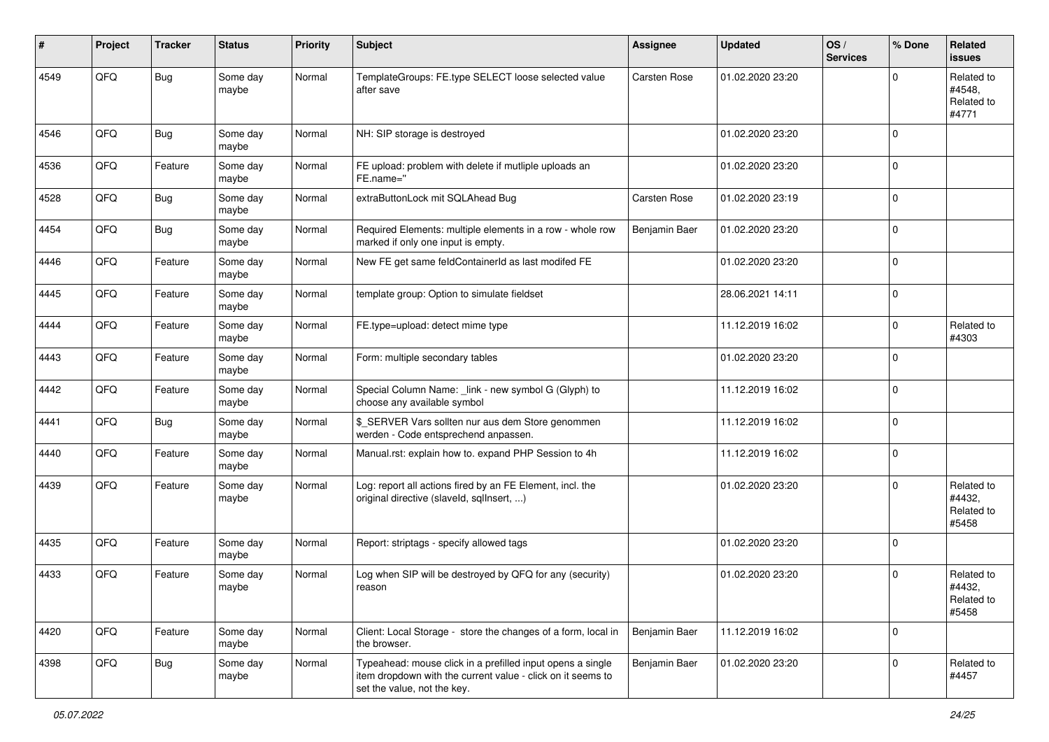| # | Project | Tracker | Status | Priority | Subject | Assignee | Updated | OS / Services | % Done | Related issues |
|---|---|---|---|---|---|---|---|---|---|---|
| 4549 | QFQ | Bug | Some day maybe | Normal | TemplateGroups: FE.type SELECT loose selected value after save | Carsten Rose | 01.02.2020 23:20 | | 0 | Related to #4548, Related to #4771 |
| 4546 | QFQ | Bug | Some day maybe | Normal | NH: SIP storage is destroyed | | 01.02.2020 23:20 | | 0 | |
| 4536 | QFQ | Feature | Some day maybe | Normal | FE upload: problem with delete if mutliple uploads an FE.name=" | | 01.02.2020 23:20 | | 0 | |
| 4528 | QFQ | Bug | Some day maybe | Normal | extraButtonLock mit SQLAhead Bug | Carsten Rose | 01.02.2020 23:19 | | 0 | |
| 4454 | QFQ | Bug | Some day maybe | Normal | Required Elements: multiple elements in a row - whole row marked if only one input is empty. | Benjamin Baer | 01.02.2020 23:20 | | 0 | |
| 4446 | QFQ | Feature | Some day maybe | Normal | New FE get same feldContainerId as last modifed FE | | 01.02.2020 23:20 | | 0 | |
| 4445 | QFQ | Feature | Some day maybe | Normal | template group: Option to simulate fieldset | | 28.06.2021 14:11 | | 0 | |
| 4444 | QFQ | Feature | Some day maybe | Normal | FE.type=upload: detect mime type | | 11.12.2019 16:02 | | 0 | Related to #4303 |
| 4443 | QFQ | Feature | Some day maybe | Normal | Form: multiple secondary tables | | 01.02.2020 23:20 | | 0 | |
| 4442 | QFQ | Feature | Some day maybe | Normal | Special Column Name: _link - new symbol G (Glyph) to choose any available symbol | | 11.12.2019 16:02 | | 0 | |
| 4441 | QFQ | Bug | Some day maybe | Normal | $_SERVER Vars sollten nur aus dem Store genommen werden - Code entsprechend anpassen. | | 11.12.2019 16:02 | | 0 | |
| 4440 | QFQ | Feature | Some day maybe | Normal | Manual.rst: explain how to. expand PHP Session to 4h | | 11.12.2019 16:02 | | 0 | |
| 4439 | QFQ | Feature | Some day maybe | Normal | Log: report all actions fired by an FE Element, incl. the original directive (slaveId, sqlInsert, ...) | | 01.02.2020 23:20 | | 0 | Related to #4432, Related to #5458 |
| 4435 | QFQ | Feature | Some day maybe | Normal | Report: striptags - specify allowed tags | | 01.02.2020 23:20 | | 0 | |
| 4433 | QFQ | Feature | Some day maybe | Normal | Log when SIP will be destroyed by QFQ for any (security) reason | | 01.02.2020 23:20 | | 0 | Related to #4432, Related to #5458 |
| 4420 | QFQ | Feature | Some day maybe | Normal | Client: Local Storage - store the changes of a form, local in the browser. | Benjamin Baer | 11.12.2019 16:02 | | 0 | |
| 4398 | QFQ | Bug | Some day maybe | Normal | Typeahead: mouse click in a prefilled input opens a single item dropdown with the current value - click on it seems to set the value, not the key. | Benjamin Baer | 01.02.2020 23:20 | | 0 | Related to #4457 |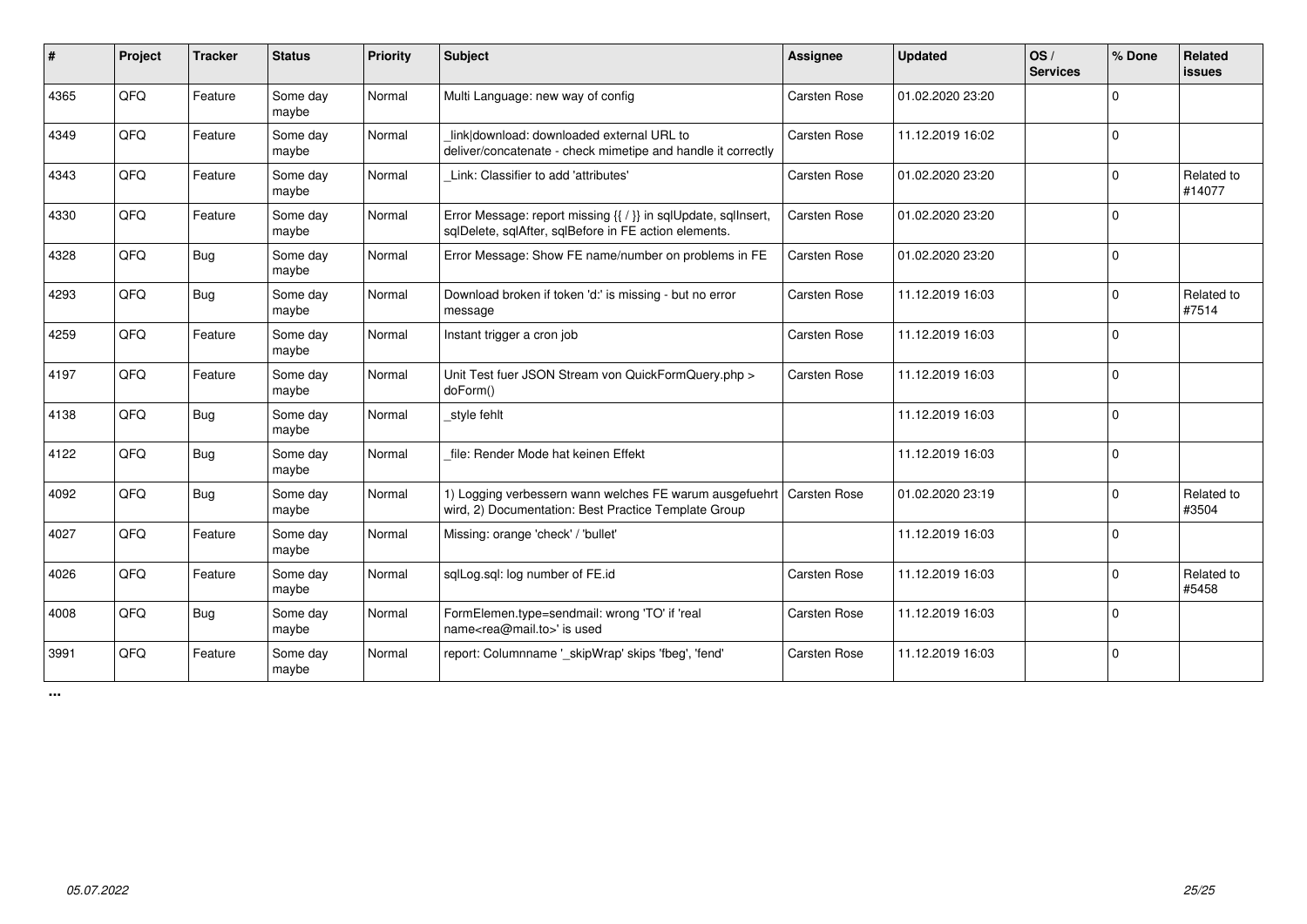| # | Project | Tracker | Status | Priority | Subject | Assignee | Updated | OS / Services | % Done | Related issues |
|---|---|---|---|---|---|---|---|---|---|---|
| 4365 | QFQ | Feature | Some day maybe | Normal | Multi Language: new way of config | Carsten Rose | 01.02.2020 23:20 | | 0 | |
| 4349 | QFQ | Feature | Some day maybe | Normal | _link\|download: downloaded external URL to deliver/concatenate - check mimetipe and handle it correctly | Carsten Rose | 11.12.2019 16:02 | | 0 | |
| 4343 | QFQ | Feature | Some day maybe | Normal | _Link: Classifier to add 'attributes' | Carsten Rose | 01.02.2020 23:20 | | 0 | Related to #14077 |
| 4330 | QFQ | Feature | Some day maybe | Normal | Error Message: report missing {{ / }} in sqlUpdate, sqlInsert, sqlDelete, sqlAfter, sqlBefore in FE action elements. | Carsten Rose | 01.02.2020 23:20 | | 0 | |
| 4328 | QFQ | Bug | Some day maybe | Normal | Error Message: Show FE name/number on problems in FE | Carsten Rose | 01.02.2020 23:20 | | 0 | |
| 4293 | QFQ | Bug | Some day maybe | Normal | Download broken if token 'd:' is missing - but no error message | Carsten Rose | 11.12.2019 16:03 | | 0 | Related to #7514 |
| 4259 | QFQ | Feature | Some day maybe | Normal | Instant trigger a cron job | Carsten Rose | 11.12.2019 16:03 | | 0 | |
| 4197 | QFQ | Feature | Some day maybe | Normal | Unit Test fuer JSON Stream von QuickFormQuery.php > doForm() | Carsten Rose | 11.12.2019 16:03 | | 0 | |
| 4138 | QFQ | Bug | Some day maybe | Normal | _style fehlt | | 11.12.2019 16:03 | | 0 | |
| 4122 | QFQ | Bug | Some day maybe | Normal | _file: Render Mode hat keinen Effekt | | 11.12.2019 16:03 | | 0 | |
| 4092 | QFQ | Bug | Some day maybe | Normal | 1) Logging verbessern wann welches FE warum ausgefuehrt wird, 2) Documentation: Best Practice Template Group | Carsten Rose | 01.02.2020 23:19 | | 0 | Related to #3504 |
| 4027 | QFQ | Feature | Some day maybe | Normal | Missing: orange 'check' / 'bullet' | | 11.12.2019 16:03 | | 0 | |
| 4026 | QFQ | Feature | Some day maybe | Normal | sqlLog.sql: log number of FE.id | Carsten Rose | 11.12.2019 16:03 | | 0 | Related to #5458 |
| 4008 | QFQ | Bug | Some day maybe | Normal | FormElemen.type=sendmail: wrong 'TO' if 'real name<rea@mail.to>' is used | Carsten Rose | 11.12.2019 16:03 | | 0 | |
| 3991 | QFQ | Feature | Some day maybe | Normal | report: Columnname '_skipWrap' skips 'fbeg', 'fend' | Carsten Rose | 11.12.2019 16:03 | | 0 | |

...